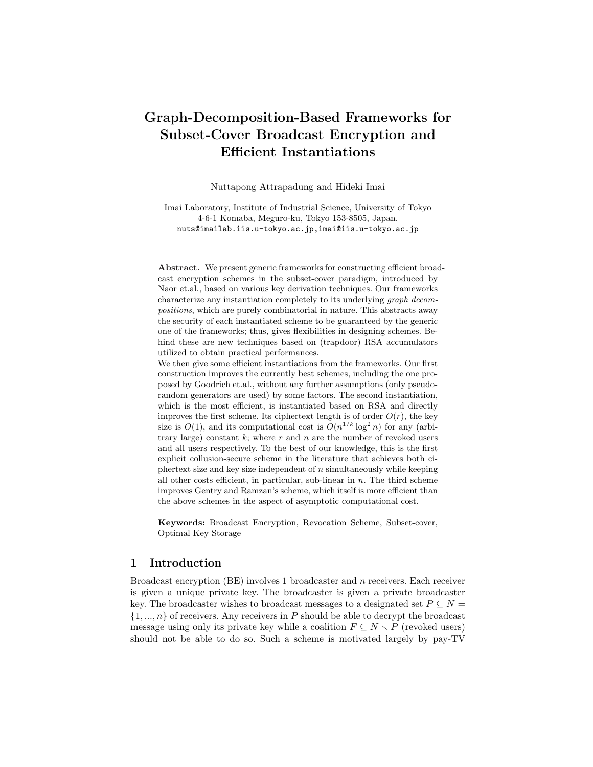# Graph-Decomposition-Based Frameworks for Subset-Cover Broadcast Encryption and Efficient Instantiations

Nuttapong Attrapadung and Hideki Imai

Imai Laboratory, Institute of Industrial Science, University of Tokyo
4-6-1 Komaba, Meguro-ku, Tokyo 153-8505, Japan.
nuts@imailab.iis.u-tokyo.ac.jp,imai@iis.u-tokyo.ac.jp

**Abstract.** We present generic frameworks for constructing efficient broadcast encryption schemes in the subset-cover paradigm, introduced by Naor et.al., based on various key derivation techniques. Our frameworks characterize any instantiation completely to its underlying *graph decompositions*, which are purely combinatorial in nature. This abstracts away the security of each instantiated scheme to be guaranteed by the generic one of the frameworks; thus, gives flexibilities in designing schemes. Behind these are new techniques based on (trapdoor) RSA accumulators utilized to obtain practical performances.
We then give some efficient instantiations from the frameworks. Our first construction improves the currently best schemes, including the one proposed by Goodrich et.al., without any further assumptions (only pseudo-random generators are used) by some factors. The second instantiation, which is the most efficient, is instantiated based on RSA and directly improves the first scheme. Its ciphertext length is of order $O(r)$, the key size is $O(1)$, and its computational cost is $O(n^{1/k} \log^2 n)$ for any (arbitrary large) constant $k$; where $r$ and $n$ are the number of revoked users and all users respectively. To the best of our knowledge, this is the first explicit collusion-secure scheme in the literature that achieves both ciphertext size and key size independent of $n$ simultaneously while keeping all other costs efficient, in particular, sub-linear in $n$. The third scheme improves Gentry and Ramzan's scheme, which itself is more efficient than the above schemes in the aspect of asymptotic computational cost.

**Keywords:** Broadcast Encryption, Revocation Scheme, Subset-cover, Optimal Key Storage

## 1 Introduction

Broadcast encryption (BE) involves 1 broadcaster and $n$ receivers. Each receiver is given a unique private key. The broadcaster is given a private broadcaster key. The broadcaster wishes to broadcast messages to a designated set $P \subseteq N = \{1, ..., n\}$ of receivers. Any receivers in $P$ should be able to decrypt the broadcast message using only its private key while a coalition $F \subseteq N \setminus P$ (revoked users) should not be able to do so. Such a scheme is motivated largely by pay-TV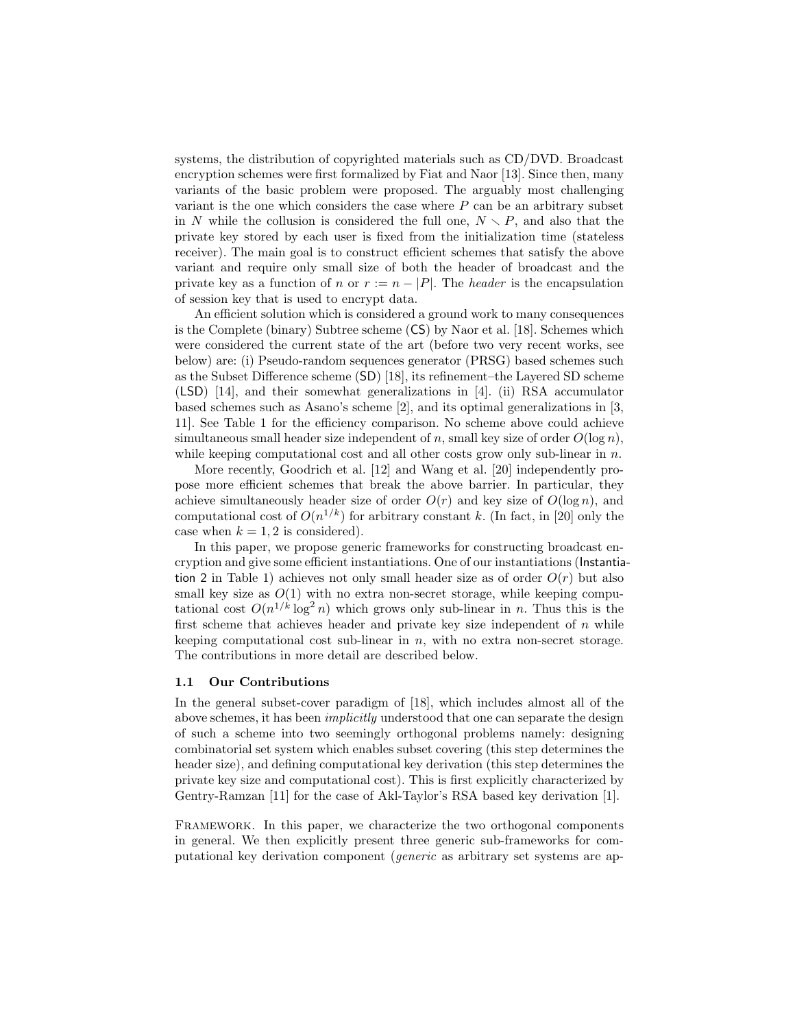systems, the distribution of copyrighted materials such as CD/DVD. Broadcast encryption schemes were first formalized by Fiat and Naor [13]. Since then, many variants of the basic problem were proposed. The arguably most challenging variant is the one which considers the case where $P$ can be an arbitrary subset in $N$ while the collusion is considered the full one, $N \setminus P$, and also that the private key stored by each user is fixed from the initialization time (stateless receiver). The main goal is to construct efficient schemes that satisfy the above variant and require only small size of both the header of broadcast and the private key as a function of $n$ or $r := n - |P|$. The *header* is the encapsulation of session key that is used to encrypt data.

An efficient solution which is considered a ground work to many consequences is the Complete (binary) Subtree scheme (CS) by Naor et al. [18]. Schemes which were considered the current state of the art (before two very recent works, see below) are: (i) Pseudo-random sequences generator (PRSG) based schemes such as the Subset Difference scheme (SD) [18], its refinement–the Layered SD scheme (LSD) [14], and their somewhat generalizations in [4]. (ii) RSA accumulator based schemes such as Asano's scheme [2], and its optimal generalizations in [3, 11]. See Table 1 for the efficiency comparison. No scheme above could achieve simultaneous small header size independent of $n$, small key size of order $O(\log n)$, while keeping computational cost and all other costs grow only sub-linear in $n$.

More recently, Goodrich et al. [12] and Wang et al. [20] independently propose more efficient schemes that break the above barrier. In particular, they achieve simultaneously header size of order $O(r)$ and key size of $O(\log n)$, and computational cost of $O(n^{1/k})$ for arbitrary constant $k$. (In fact, in [20] only the case when $k = 1, 2$ is considered).

In this paper, we propose generic frameworks for constructing broadcast encryption and give some efficient instantiations. One of our instantiations (Instantiation 2 in Table 1) achieves not only small header size as of order $O(r)$ but also small key size as $O(1)$ with no extra non-secret storage, while keeping computational cost $O(n^{1/k} \log^2 n)$ which grows only sub-linear in $n$. Thus this is the first scheme that achieves header and private key size independent of $n$ while keeping computational cost sub-linear in $n$, with no extra non-secret storage. The contributions in more detail are described below.

### 1.1 Our Contributions

In the general subset-cover paradigm of [18], which includes almost all of the above schemes, it has been *implicitly* understood that one can separate the design of such a scheme into two seemingly orthogonal problems namely: designing combinatorial set system which enables subset covering (this step determines the header size), and defining computational key derivation (this step determines the private key size and computational cost). This is first explicitly characterized by Gentry-Ramzan [11] for the case of Akl-Taylor's RSA based key derivation [1].

FRAMEWORK. In this paper, we characterize the two orthogonal components in general. We then explicitly present three generic sub-frameworks for computational key derivation component (*generic* as arbitrary set systems are ap-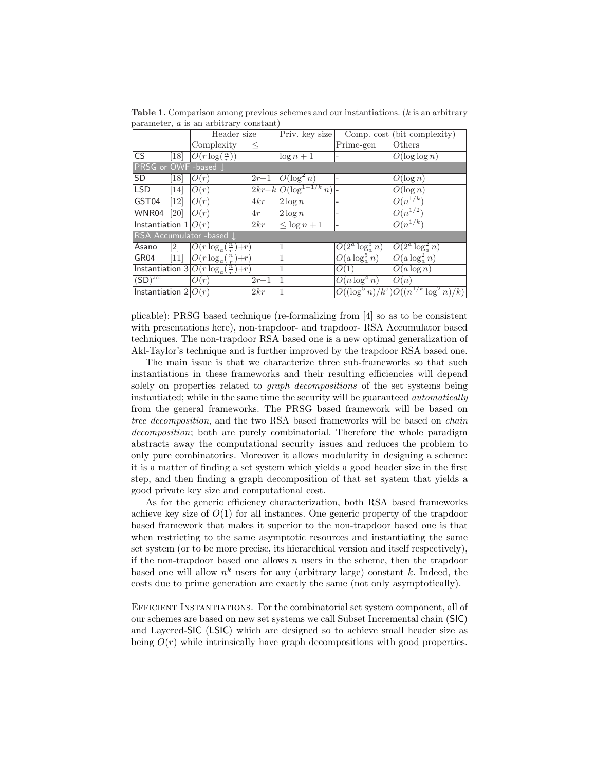**Table 1.** Comparison among previous schemes and our instantiations. ($k$ is an arbitrary parameter, $a$ is an arbitrary constant)

| | | Header size | | Priv. key size | Comp. cost (bit complexity) | |
|---|---|---|---|---|---|---|
| | | Complexity | $\leq$ | | Prime-gen | Others |
| CS | [18] | $O(r\log(\frac{n}{r}))$ | | $\log n+1$ | - | $O(\log\log n)$ |
| PRSG or OWF -based ↓ | | | | | | |
| SD | [18] | $O(r)$ | $2r-1$ | $O(\log^2 n)$ | - | $O(\log n)$ |
| LSD | [14] | $O(r)$ | $2kr-k$ | $O(\log^{1+1/k} n)$ | - | $O(\log n)$ |
| GST04 | [12] | $O(r)$ | $4kr$ | $2\log n$ | - | $O(n^{1/k})$ |
| WNR04 | [20] | $O(r)$ | $4r$ | $2\log n$ | - | $O(n^{1/2})$ |
| Instantiation 1 | | $O(r)$ | $2kr$ | $\leq \log n+1$ | - | $O(n^{1/k})$ |
| RSA Accumulator -based ↓ | | | | | | |
| Asano | [2] | $O(r\log_a(\frac{n}{r})+r)$ | | 1 | $O(2^a\log_a^5 n)$ | $O(2^a\log_a^2 n)$ |
| GR04 | [11] | $O(r\log_a(\frac{n}{r})+r)$ | | 1 | $O(a\log_a^5 n)$ | $O(a\log_a^2 n)$ |
| Instantiation 3 | | $O(r\log_a(\frac{n}{r})+r)$ | | 1 | $O(1)$ | $O(a\log n)$ |
| $(\mathsf{SD})^{\mathsf{acc}}$ | | $O(r)$ | $2r-1$ | 1 | $O(n\log^4 n)$ | $O(n)$ |
| Instantiation 2 | | $O(r)$ | $2kr$ | 1 | $O((\log^5 n)/k^5)$ | $O((n^{1/k}\log^2 n)/k)$ |

plicable): PRSG based technique (re-formalizing from [4] so as to be consistent with presentations here), non-trapdoor- and trapdoor- RSA Accumulator based techniques. The non-trapdoor RSA based one is a new optimal generalization of Akl-Taylor's technique and is further improved by the trapdoor RSA based one.

The main issue is that we characterize three sub-frameworks so that such instantiations in these frameworks and their resulting efficiencies will depend solely on properties related to *graph decompositions* of the set systems being instantiated; while in the same time the security will be guaranteed *automatically* from the general frameworks. The PRSG based framework will be based on *tree decomposition*, and the two RSA based frameworks will be based on *chain decomposition*; both are purely combinatorial. Therefore the whole paradigm abstracts away the computational security issues and reduces the problem to only pure combinatorics. Moreover it allows modularity in designing a scheme: it is a matter of finding a set system which yields a good header size in the first step, and then finding a graph decomposition of that set system that yields a good private key size and computational cost.

As for the generic efficiency characterization, both RSA based frameworks achieve key size of $O(1)$ for all instances. One generic property of the trapdoor based framework that makes it superior to the non-trapdoor based one is that when restricting to the same asymptotic resources and instantiating the same set system (or to be more precise, its hierarchical version and itself respectively), if the non-trapdoor based one allows $n$ users in the scheme, then the trapdoor based one will allow $n^k$ users for any (arbitrary large) constant $k$. Indeed, the costs due to prime generation are exactly the same (not only asymptotically).

Efficient Instantiations. For the combinatorial set system component, all of our schemes are based on new set systems we call Subset Incremental chain ($\mathsf{SIC}$) and Layered-$\mathsf{SIC}$ ($\mathsf{LSIC}$) which are designed so to achieve small header size as being $O(r)$ while intrinsically have graph decompositions with good properties.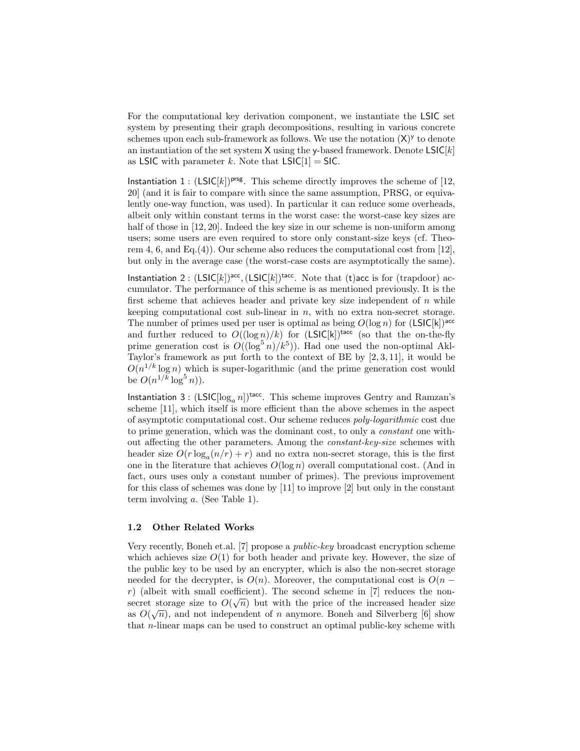For the computational key derivation component, we instantiate the LSIC set system by presenting their graph decompositions, resulting in various concrete schemes upon each sub-framework as follows. We use the notation $(\mathsf{X})^{\mathsf{y}}$ to denote an instantiation of the set system X using the y-based framework. Denote $\mathsf{LSIC}[k]$ as LSIC with parameter $k$. Note that $\mathsf{LSIC}[1] = \mathsf{SIC}$.

Instantiation 1 : $(\mathsf{LSIC}[k])^{\mathsf{prsg}}$. This scheme directly improves the scheme of [12, 20] (and it is fair to compare with since the same assumption, PRSG, or equivalently one-way function, was used). In particular it can reduce some overheads, albeit only within constant terms in the worst case: the worst-case key sizes are half of those in [12, 20]. Indeed the key size in our scheme is non-uniform among users; some users are even required to store only constant-size keys (cf. Theorem 4, 6, and Eq.(4)). Our scheme also reduces the computational cost from [12], but only in the average case (the worst-case costs are asymptotically the same).

Instantiation 2 : $(\mathsf{LSIC}[k])^{\mathsf{acc}}, (\mathsf{LSIC}[k])^{\mathsf{tacc}}$. Note that (t)acc is for (trapdoor) accumulator. The performance of this scheme is as mentioned previously. It is the first scheme that achieves header and private key size independent of $n$ while keeping computational cost sub-linear in $n$, with no extra non-secret storage. The number of primes used per user is optimal as being $O(\log n)$ for $(\mathsf{LSIC[k]})^{\mathsf{acc}}$ and further reduced to $O((\log n)/k)$ for $(\mathsf{LSIC[k]})^{\mathsf{tacc}}$ (so that the on-the-fly prime generation cost is $O((\log^5 n)/k^5)$). Had one used the non-optimal Akl-Taylor's framework as put forth to the context of BE by [2, 3, 11], it would be $O(n^{1/k} \log n)$ which is super-logarithmic (and the prime generation cost would be $O(n^{1/k} \log^5 n)$).

Instantiation 3 : $(\mathsf{LSIC}[\log_a n])^{\mathsf{tacc}}$. This scheme improves Gentry and Ramzan's scheme [11], which itself is more efficient than the above schemes in the aspect of asymptotic computational cost. Our scheme reduces *poly-logarithmic* cost due to prime generation, which was the dominant cost, to only a *constant* one without affecting the other parameters. Among the *constant-key-size* schemes with header size $O(r \log_a(n/r) + r)$ and no extra non-secret storage, this is the first one in the literature that achieves $O(\log n)$ overall computational cost. (And in fact, ours uses only a constant number of primes). The previous improvement for this class of schemes was done by [11] to improve [2] but only in the constant term involving $a$. (See Table 1).

### 1.2 Other Related Works

Very recently, Boneh et.al. [7] propose a *public-key* broadcast encryption scheme which achieves size $O(1)$ for both header and private key. However, the size of the public key to be used by an encrypter, which is also the non-secret storage needed for the decrypter, is $O(n)$. Moreover, the computational cost is $O(n - r)$ (albeit with small coefficient). The second scheme in [7] reduces the non-secret storage size to $O(\sqrt{n})$ but with the price of the increased header size as $O(\sqrt{n})$, and not independent of $n$ anymore. Boneh and Silverberg [6] show that $n$-linear maps can be used to construct an optimal public-key scheme with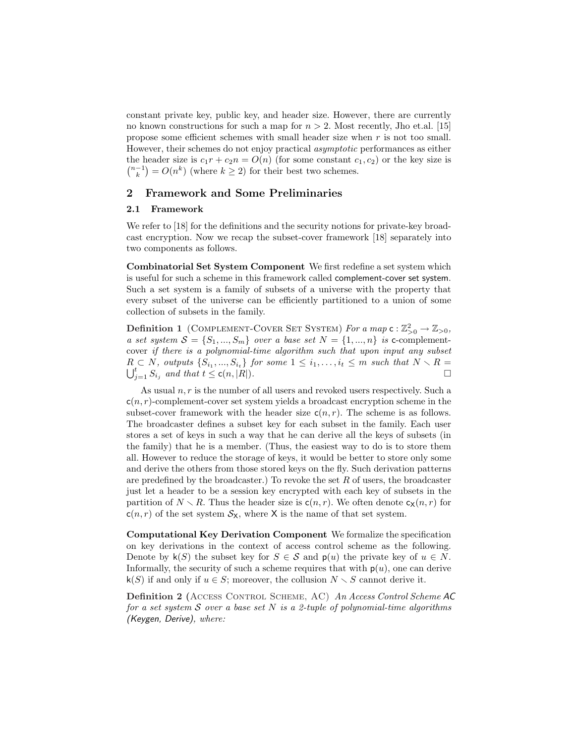constant private key, public key, and header size. However, there are currently no known constructions for such a map for $n > 2$. Most recently, Jho et.al. [15] propose some efficient schemes with small header size when $r$ is not too small. However, their schemes do not enjoy practical *asymptotic* performances as either the header size is $c_1 r + c_2 n = O(n)$ (for some constant $c_1, c_2$) or the key size is $\binom{n-1}{k} = O(n^k)$ (where $k \geq 2$) for their best two schemes.

## 2 Framework and Some Preliminaries

### 2.1 Framework

We refer to [18] for the definitions and the security notions for private-key broadcast encryption. Now we recap the subset-cover framework [18] separately into two components as follows.

**Combinatorial Set System Component** We first redefine a set system which is useful for such a scheme in this framework called complement-cover set system. Such a set system is a family of subsets of a universe with the property that every subset of the universe can be efficiently partitioned to a union of some collection of subsets in the family.

**Definition 1** (Complement-Cover Set System) *For a map* $\mathsf{c} : \mathbb{Z}_{>0}^2 \to \mathbb{Z}_{>0}$, *a set system* $\mathcal{S} = \{S_1, ..., S_m\}$ *over a base set* $N = \{1, ..., n\}$ *is* $\mathsf{c}$*-complement-cover if there is a polynomial-time algorithm such that upon input any subset* $R \subset N$, *outputs* $\{S_{i_1}, ..., S_{i_t}\}$ *for some* $1 \leq i_1, \ldots, i_t \leq m$ *such that* $N \smallsetminus R = \bigcup_{j=1}^{t} S_{i_j}$ *and that* $t \leq \mathsf{c}(n, |R|)$. □

As usual $n, r$ is the number of all users and revoked users respectively. Such a $\mathsf{c}(n, r)$-complement-cover set system yields a broadcast encryption scheme in the subset-cover framework with the header size $\mathsf{c}(n, r)$. The scheme is as follows. The broadcaster defines a subset key for each subset in the family. Each user stores a set of keys in such a way that he can derive all the keys of subsets (in the family) that he is a member. (Thus, the easiest way to do is to store them all. However to reduce the storage of keys, it would be better to store only some and derive the others from those stored keys on the fly. Such derivation patterns are predefined by the broadcaster.) To revoke the set $R$ of users, the broadcaster just let a header to be a session key encrypted with each key of subsets in the partition of $N \smallsetminus R$. Thus the header size is $\mathsf{c}(n, r)$. We often denote $\mathsf{c}_{\mathsf{X}}(n, r)$ for $\mathsf{c}(n, r)$ of the set system $\mathcal{S}_{\mathsf{X}}$, where $\mathsf{X}$ is the name of that set system.

**Computational Key Derivation Component** We formalize the specification on key derivations in the context of access control scheme as the following. Denote by $\mathsf{k}(S)$ the subset key for $S \in \mathcal{S}$ and $\mathsf{p}(u)$ the private key of $u \in N$. Informally, the security of such a scheme requires that with $\mathsf{p}(u)$, one can derive $\mathsf{k}(S)$ if and only if $u \in S$; moreover, the collusion $N \smallsetminus S$ cannot derive it.

**Definition 2** (Access Control Scheme, AC) *An Access Control Scheme* AC *for a set system* $\mathcal{S}$ *over a base set* $N$ *is a 2-tuple of polynomial-time algorithms (*Keygen, Derive*), where:*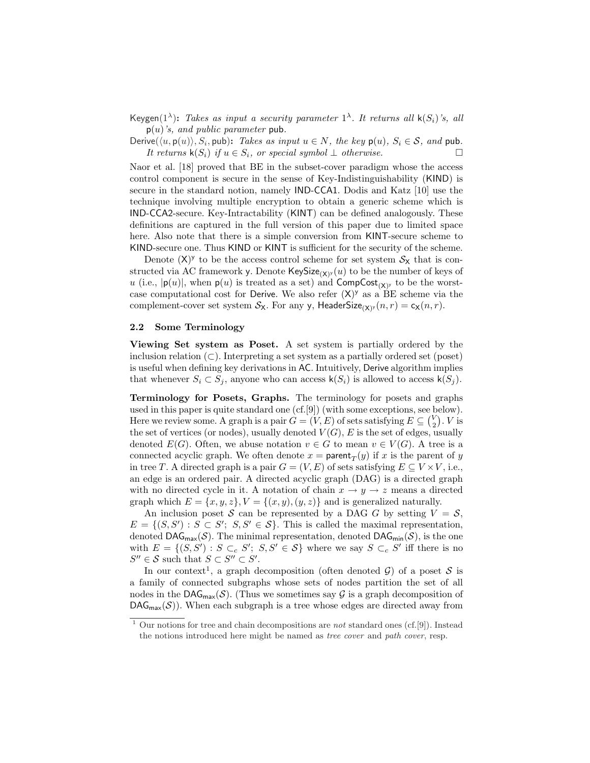$\mathsf{Keygen}(1^\lambda)$**:** *Takes as input a security parameter* $1^\lambda$. *It returns all* $\mathsf{k}(S_i)$*'s, all* $\mathsf{p}(u)$*'s, and public parameter* $\mathsf{pub}$.

$\mathsf{Derive}(\langle u, \mathsf{p}(u)\rangle, S_i, \mathsf{pub})$**:** *Takes as input* $u \in N$, *the key* $\mathsf{p}(u)$, $S_i \in \mathcal{S}$, *and* $\mathsf{pub}$. *It returns* $\mathsf{k}(S_i)$ *if* $u \in S_i$, *or special symbol* $\perp$ *otherwise.* □

Naor et al. [18] proved that BE in the subset-cover paradigm whose the access control component is secure in the sense of Key-Indistinguishability (KIND) is secure in the standard notion, namely IND-CCA1. Dodis and Katz [10] use the technique involving multiple encryption to obtain a generic scheme which is IND-CCA2-secure. Key-Intractability (KINT) can be defined analogously. These definitions are captured in the full version of this paper due to limited space here. Also note that there is a simple conversion from KINT-secure scheme to KIND-secure one. Thus KIND or KINT is sufficient for the security of the scheme.

Denote $(\mathsf{X})^{\mathsf{y}}$ to be the access control scheme for set system $\mathcal{S}_{\mathsf{X}}$ that is constructed via AC framework $\mathsf{y}$. Denote $\mathsf{KeySize}_{(\mathsf{X})^{\mathsf{y}}}(u)$ to be the number of keys of $u$ (i.e., $|\mathsf{p}(u)|$, when $\mathsf{p}(u)$ is treated as a set) and $\mathsf{CompCost}_{(\mathsf{X})^{\mathsf{y}}}$ to be the worst-case computational cost for Derive. We also refer $(\mathsf{X})^{\mathsf{y}}$ as a BE scheme via the complement-cover set system $\mathcal{S}_{\mathsf{X}}$. For any $\mathsf{y}$, $\mathsf{HeaderSize}_{(\mathsf{X})^{\mathsf{y}}}(n,r) = \mathsf{c}_{\mathsf{X}}(n,r)$.

## 2.2 Some Terminology

**Viewing Set system as Poset.** A set system is partially ordered by the inclusion relation ($\subset$). Interpreting a set system as a partially ordered set (poset) is useful when defining key derivations in AC. Intuitively, Derive algorithm implies that whenever $S_i \subset S_j$, anyone who can access $\mathsf{k}(S_i)$ is allowed to access $\mathsf{k}(S_j)$.

**Terminology for Posets, Graphs.** The terminology for posets and graphs used in this paper is quite standard one (cf.[9]) (with some exceptions, see below). Here we review some. A graph is a pair $G = (V, E)$ of sets satisfying $E \subseteq \binom{V}{2}$. $V$ is the set of vertices (or nodes), usually denoted $V(G)$, $E$ is the set of edges, usually denoted $E(G)$. Often, we abuse notation $v \in G$ to mean $v \in V(G)$. A tree is a connected acyclic graph. We often denote $x = \mathsf{parent}_T(y)$ if $x$ is the parent of $y$ in tree $T$. A directed graph is a pair $G = (V, E)$ of sets satisfying $E \subseteq V \times V$, i.e., an edge is an ordered pair. A directed acyclic graph (DAG) is a directed graph with no directed cycle in it. A notation of chain $x \to y \to z$ means a directed graph which $E = \{x, y, z\}, V = \{(x, y), (y, z)\}$ and is generalized naturally.

An inclusion poset $\mathcal{S}$ can be represented by a DAG $G$ by setting $V = \mathcal{S}$, $E = \{(S, S') : S \subset S';\ S, S' \in \mathcal{S}\}$. This is called the maximal representation, denoted $\mathsf{DAG}_{\mathsf{max}}(\mathcal{S})$. The minimal representation, denoted $\mathsf{DAG}_{\mathsf{min}}(\mathcal{S})$, is the one with $E = \{(S, S') : S \subset_c S';\ S, S' \in \mathcal{S}\}$ where we say $S \subset_c S'$ iff there is no $S'' \in \mathcal{S}$ such that $S \subset S'' \subset S'$.

In our context[1], a graph decomposition (often denoted $\mathcal{G}$) of a poset $\mathcal{S}$ is a family of connected subgraphs whose sets of nodes partition the set of all nodes in the $\mathsf{DAG}_{\mathsf{max}}(\mathcal{S})$. (Thus we sometimes say $\mathcal{G}$ is a graph decomposition of $\mathsf{DAG}_{\mathsf{max}}(\mathcal{S})$). When each subgraph is a tree whose edges are directed away from

[1] Our notions for tree and chain decompositions are *not* standard ones (cf.[9]). Instead the notions introduced here might be named as *tree cover* and *path cover*, resp.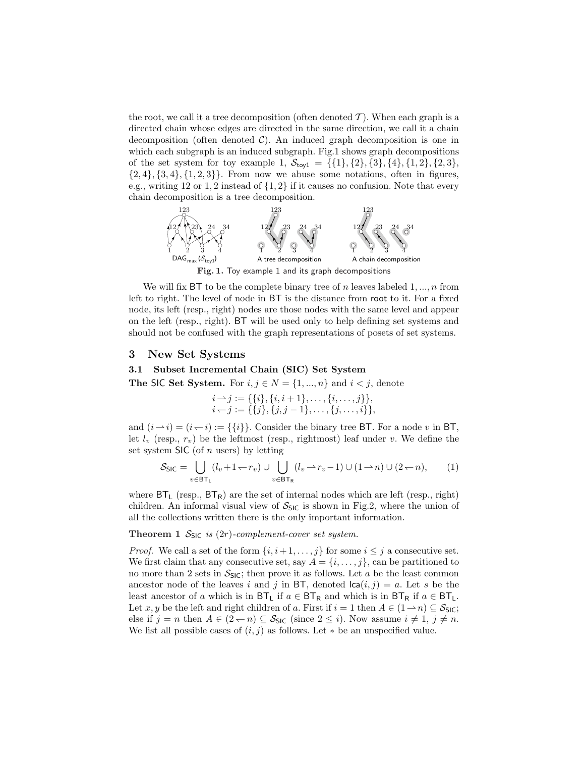the root, we call it a tree decomposition (often denoted $\mathcal{T}$). When each graph is a directed chain whose edges are directed in the same direction, we call it a chain decomposition (often denoted $\mathcal{C}$). An induced graph decomposition is one in which each subgraph is an induced subgraph. Fig.1 shows graph decompositions of the set system for toy example 1, $\mathcal{S}_{\mathsf{toy1}} = \{\{1\},\{2\},\{3\},\{4\},\{1,2\},\{2,3\},\{2,4\},\{3,4\},\{1,2,3\}\}$. From now we abuse some notations, often in figures, e.g., writing 12 or 1, 2 instead of $\{1,2\}$ if it causes no confusion. Note that every chain decomposition is a tree decomposition.

**Fig. 1.** Toy example 1 and its graph decompositions

We will fix $\mathsf{BT}$ to be the complete binary tree of $n$ leaves labeled $1,...,n$ from left to right. The level of node in $\mathsf{BT}$ is the distance from $\mathsf{root}$ to it. For a fixed node, its left (resp., right) nodes are those nodes with the same level and appear on the left (resp., right). $\mathsf{BT}$ will be used only to help defining set systems and should not be confused with the graph representations of posets of set systems.

## 3 New Set Systems

### 3.1 Subset Incremental Chain (SIC) Set System

**The SIC Set System.** For $i,j \in N = \{1,...,n\}$ and $i<j$, denote

$$i \rightharpoonup j := \{\{i\},\{i,i+1\},\dots,\{i,\dots,j\}\},$$
$$i \leftharpoondown j := \{\{j\},\{j,j-1\},\dots,\{j,\dots,i\}\},$$

and $(i \rightharpoonup i) = (i \leftharpoondown i) := \{\{i\}\}$. Consider the binary tree $\mathsf{BT}$. For a node $v$ in $\mathsf{BT}$, let $l_v$ (resp., $r_v$) be the leftmost (resp., rightmost) leaf under $v$. We define the set system $\mathsf{SIC}$ (of $n$ users) by letting

$$\mathcal{S}_{\mathsf{SIC}} = \bigcup_{v \in \mathsf{BT}_\mathsf{L}} (l_v+1 \leftharpoondown r_v) \cup \bigcup_{v \in \mathsf{BT}_\mathsf{R}} (l_v \rightharpoonup r_v-1) \cup (1 \rightharpoonup n) \cup (2 \leftharpoondown n), \qquad (1)$$

where $\mathsf{BT}_\mathsf{L}$ (resp., $\mathsf{BT}_\mathsf{R}$) are the set of internal nodes which are left (resp., right) children. An informal visual view of $\mathcal{S}_{\mathsf{SIC}}$ is shown in Fig.2, where the union of all the collections written there is the only important information.

**Theorem 1** *$\mathcal{S}_{\mathsf{SIC}}$ is $(2r)$-complement-cover set system.*

*Proof.* We call a set of the form $\{i,i+1,\dots,j\}$ for some $i \le j$ a consecutive set. We first claim that any consecutive set, say $A = \{i,\dots,j\}$, can be partitioned to no more than 2 sets in $\mathcal{S}_{\mathsf{SIC}}$; then prove it as follows. Let $a$ be the least common ancestor node of the leaves $i$ and $j$ in $\mathsf{BT}$, denoted $\mathsf{lca}(i,j) = a$. Let $s$ be the least ancestor of $a$ which is in $\mathsf{BT}_\mathsf{L}$ if $a \in \mathsf{BT}_\mathsf{R}$ and which is in $\mathsf{BT}_\mathsf{R}$ if $a \in \mathsf{BT}_\mathsf{L}$. Let $x,y$ be the left and right children of $a$. First if $i=1$ then $A \in (1 \rightharpoonup n) \subseteq \mathcal{S}_{\mathsf{SIC}}$; else if $j=n$ then $A \in (2 \leftharpoondown n) \subseteq \mathcal{S}_{\mathsf{SIC}}$ (since $2 \le i$). Now assume $i \ne 1$, $j \ne n$. We list all possible cases of $(i,j)$ as follows. Let $*$ be an unspecified value.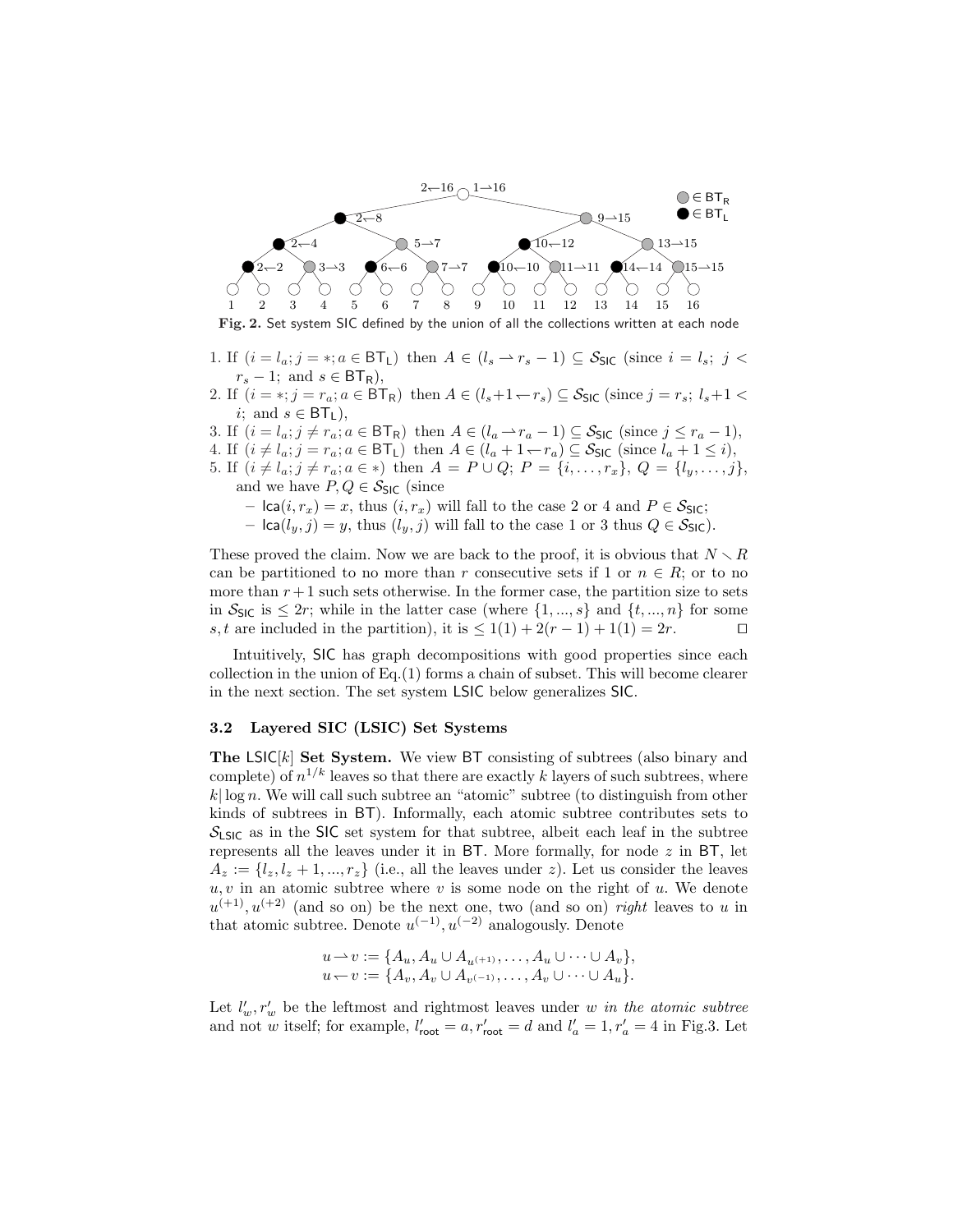Fig. 2. Set system SIC defined by the union of all the collections written at each node

1. If $(i = l_a; j = *; a \in \mathsf{BT_L})$ then $A \in (l_s \rightharpoonup r_s - 1) \subseteq \mathcal{S}_{\mathsf{SIC}}$ (since $i = l_s$; $j < r_s - 1$; and $s \in \mathsf{BT_R}$),
2. If $(i = *; j = r_a; a \in \mathsf{BT_R})$ then $A \in (l_s{+}1 \leftharpoondown r_s) \subseteq \mathcal{S}_{\mathsf{SIC}}$ (since $j = r_s$; $l_s{+}1 < i$; and $s \in \mathsf{BT_L}$),
3. If $(i = l_a; j \neq r_a; a \in \mathsf{BT_R})$ then $A \in (l_a \rightharpoonup r_a - 1) \subseteq \mathcal{S}_{\mathsf{SIC}}$ (since $j \leq r_a - 1$),
4. If $(i \neq l_a; j = r_a; a \in \mathsf{BT_L})$ then $A \in (l_a + 1 \leftharpoondown r_a) \subseteq \mathcal{S}_{\mathsf{SIC}}$ (since $l_a + 1 \leq i$),
5. If $(i \neq l_a; j \neq r_a; a \in *)$ then $A = P \cup Q$; $P = \{i, \ldots, r_x\}$, $Q = \{l_y, \ldots, j\}$, and we have $P, Q \in \mathcal{S}_{\mathsf{SIC}}$ (since
   - $\mathsf{lca}(i, r_x) = x$, thus $(i, r_x)$ will fall to the case 2 or 4 and $P \in \mathcal{S}_{\mathsf{SIC}}$;
   - $\mathsf{lca}(l_y, j) = y$, thus $(l_y, j)$ will fall to the case 1 or 3 thus $Q \in \mathcal{S}_{\mathsf{SIC}}$).

These proved the claim. Now we are back to the proof, it is obvious that $N \smallsetminus R$ can be partitioned to no more than $r$ consecutive sets if 1 or $n \in R$; or to no more than $r + 1$ such sets otherwise. In the former case, the partition size to sets in $\mathcal{S}_{\mathsf{SIC}}$ is $\leq 2r$; while in the latter case (where $\{1, ..., s\}$ and $\{t, ..., n\}$ for some $s, t$ are included in the partition), it is $\leq 1(1) + 2(r - 1) + 1(1) = 2r$. $\square$

Intuitively, SIC has graph decompositions with good properties since each collection in the union of Eq.(1) forms a chain of subset. This will become clearer in the next section. The set system LSIC below generalizes SIC.

### 3.2 Layered SIC (LSIC) Set Systems

**The LSIC[$k$] Set System.** We view BT consisting of subtrees (also binary and complete) of $n^{1/k}$ leaves so that there are exactly $k$ layers of such subtrees, where $k | \log n$. We will call such subtree an "atomic" subtree (to distinguish from other kinds of subtrees in BT). Informally, each atomic subtree contributes sets to $\mathcal{S}_{\mathsf{LSIC}}$ as in the SIC set system for that subtree, albeit each leaf in the subtree represents all the leaves under it in BT. More formally, for node $z$ in BT, let $A_z := \{l_z, l_z + 1, ..., r_z\}$ (i.e., all the leaves under $z$). Let us consider the leaves $u, v$ in an atomic subtree where $v$ is some node on the right of $u$. We denote $u^{(+1)}, u^{(+2)}$ (and so on) be the next one, two (and so on) *right* leaves to $u$ in that atomic subtree. Denote $u^{(-1)}, u^{(-2)}$ analogously. Denote

$$u \rightharpoonup v := \{A_u, A_u \cup A_{u^{(+1)}}, \ldots, A_u \cup \cdots \cup A_v\},$$
$$u \leftharpoondown v := \{A_v, A_v \cup A_{v^{(-1)}}, \ldots, A_v \cup \cdots \cup A_u\}.$$

Let $l'_w, r'_w$ be the leftmost and rightmost leaves under $w$ *in the atomic subtree* and not $w$ itself; for example, $l'_{\mathsf{root}} = a, r'_{\mathsf{root}} = d$ and $l'_a = 1, r'_a = 4$ in Fig.3. Let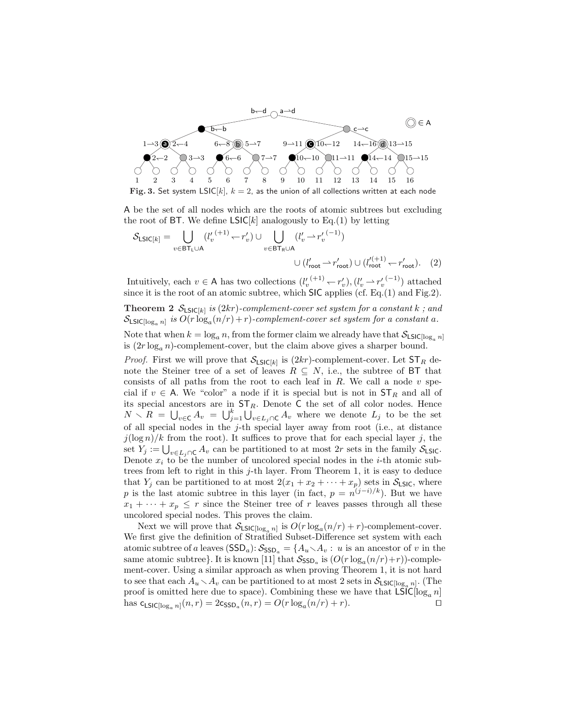Fig. 3. Set system $\mathsf{LSIC}[k]$, $k = 2$, as the union of all collections written at each node

$\mathsf{A}$ be the set of all nodes which are the roots of atomic subtrees but excluding the root of $\mathsf{BT}$. We define $\mathsf{LSIC}[k]$ analogously to Eq.(1) by letting

$$\mathcal{S}_{\mathsf{LSIC}[k]} = \bigcup_{v \in \mathsf{BT_L} \cup \mathsf{A}} (l_v'^{(+1)} \leftharpoondown r_v') \cup \bigcup_{v \in \mathsf{BT_R} \cup \mathsf{A}} (l_v' \rightharpoondown r_v'^{(-1)}) \cup (l'_{\mathsf{root}} \rightharpoondown r'_{\mathsf{root}}) \cup (l'^{(+1)}_{\mathsf{root}} \leftharpoondown r'_{\mathsf{root}}). \quad (2)$$

Intuitively, each $v \in \mathsf{A}$ has two collections $(l_v'^{(+1)} \leftharpoondown r_v'), (l_v' \rightharpoondown r_v'^{(-1)})$ attached since it is the root of an atomic subtree, which $\mathsf{SIC}$ applies (cf. Eq.(1) and Fig.2).

**Theorem 2** *$\mathcal{S}_{\mathsf{LSIC}[k]}$ is $(2kr)$-complement-cover set system for a constant $k$ ; and $\mathcal{S}_{\mathsf{LSIC}[\log_a n]}$ is $O(r \log_a(n/r) + r)$-complement-cover set system for a constant $a$.*

Note that when $k = \log_a n$, from the former claim we already have that $\mathcal{S}_{\mathsf{LSIC}[\log_a n]}$ is $(2r \log_a n)$-complement-cover, but the claim above gives a sharper bound.

*Proof.* First we will prove that $\mathcal{S}_{\mathsf{LSIC}[k]}$ is $(2kr)$-complement-cover. Let $\mathsf{ST}_R$ denote the Steiner tree of a set of leaves $R \subseteq N$, i.e., the subtree of $\mathsf{BT}$ that consists of all paths from the root to each leaf in $R$. We call a node $v$ special if $v \in \mathsf{A}$. We "color" a node if it is special but is not in $\mathsf{ST}_R$ and all of its special ancestors are in $\mathsf{ST}_R$. Denote $\mathsf{C}$ the set of all color nodes. Hence $N \smallsetminus R = \bigcup_{v \in \mathsf{C}} A_v = \bigcup_{j=1}^{k} \bigcup_{v \in L_j \cap \mathsf{C}} A_v$ where we denote $L_j$ to be the set of all special nodes in the $j$-th special layer away from root (i.e., at distance $j(\log n)/k$ from the root). It suffices to prove that for each special layer $j$, the set $Y_j := \bigcup_{v \in L_j \cap \mathsf{C}} A_v$ can be partitioned to at most $2r$ sets in the family $\mathcal{S}_{\mathsf{LSIC}}$. Denote $x_i$ to be the number of uncolored special nodes in the $i$-th atomic subtrees from left to right in this $j$-th layer. From Theorem 1, it is easy to deduce that $Y_j$ can be partitioned to at most $2(x_1 + x_2 + \cdots + x_p)$ sets in $\mathcal{S}_{\mathsf{LSIC}}$, where $p$ is the last atomic subtree in this layer (in fact, $p = n^{(j-i)/k}$). But we have $x_1 + \cdots + x_p \le r$ since the Steiner tree of $r$ leaves passes through all these uncolored special nodes. This proves the claim.

Next we will prove that $\mathcal{S}_{\mathsf{LSIC}[\log_a n]}$ is $O(r \log_a(n/r) + r)$-complement-cover. We first give the definition of Stratified Subset-Difference set system with each atomic subtree of $a$ leaves ($\mathsf{SSD}_a$): $\mathcal{S}_{\mathsf{SSD}_a} = \{A_u \smallsetminus A_v : u$ is an ancestor of $v$ in the same atomic subtree$\}$. It is known [11] that $\mathcal{S}_{\mathsf{SSD}_a}$ is $(O(r \log_a(n/r) + r))$-complement-cover. Using a similar approach as when proving Theorem 1, it is not hard to see that each $A_u \smallsetminus A_v$ can be partitioned to at most 2 sets in $\mathcal{S}_{\mathsf{LSIC}[\log_a n]}$. (The proof is omitted here due to space). Combining these we have that $\mathsf{LSIC}[\log_a n]$ has $\mathsf{c}_{\mathsf{LSIC}[\log_a n]}(n, r) = 2\mathsf{c}_{\mathsf{SSD}_a}(n, r) = O(r \log_a(n/r) + r)$. $\square$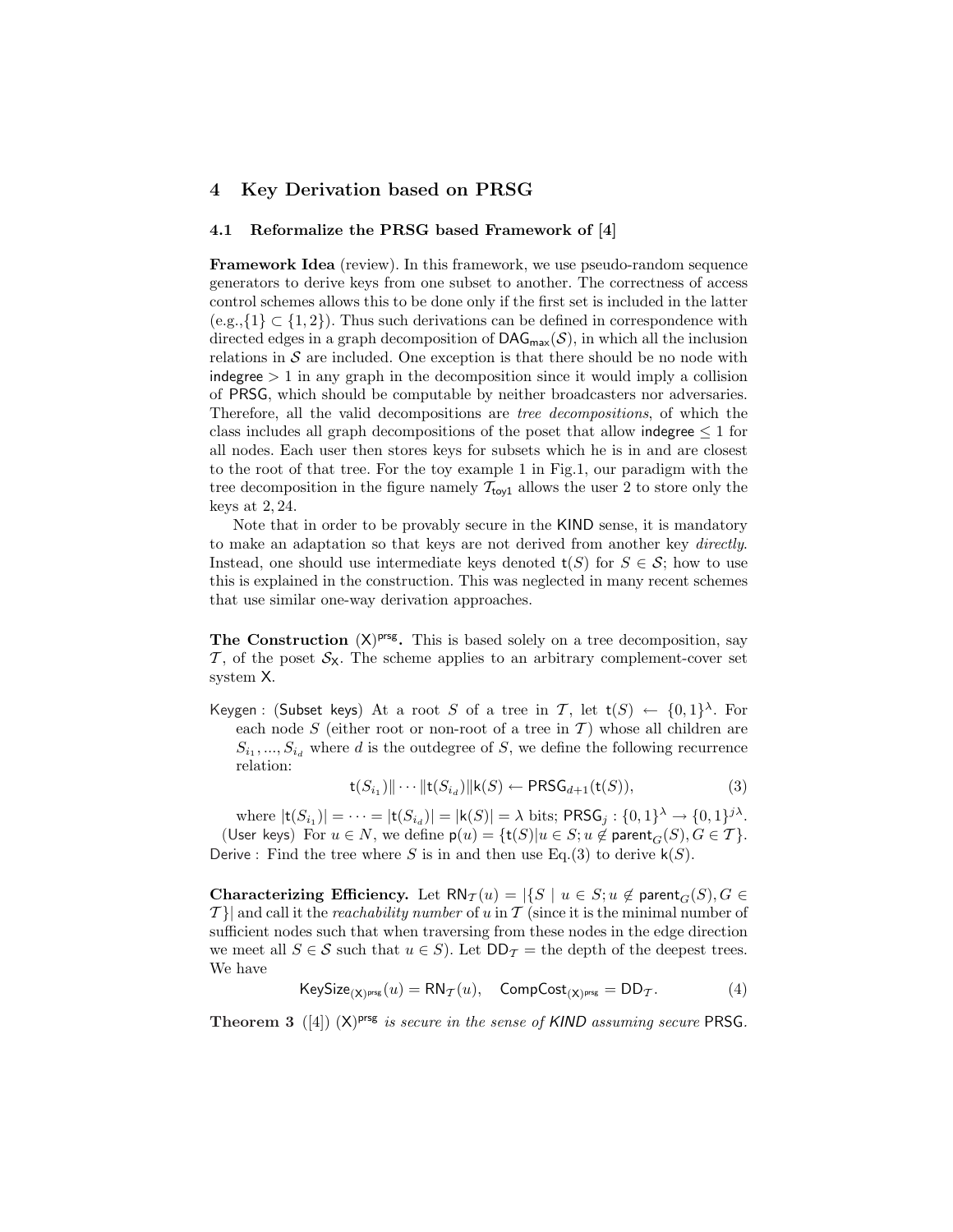## 4 Key Derivation based on PRSG

### 4.1 Reformalize the PRSG based Framework of [4]

**Framework Idea** (review). In this framework, we use pseudo-random sequence generators to derive keys from one subset to another. The correctness of access control schemes allows this to be done only if the first set is included in the latter (e.g.,$\{1\} \subset \{1, 2\}$). Thus such derivations can be defined in correspondence with directed edges in a graph decomposition of $\mathsf{DAG}_{\mathsf{max}}(\mathcal{S})$, in which all the inclusion relations in $\mathcal{S}$ are included. One exception is that there should be no node with $\mathsf{indegree} > 1$ in any graph in the decomposition since it would imply a collision of PRSG, which should be computable by neither broadcasters nor adversaries. Therefore, all the valid decompositions are *tree decompositions*, of which the class includes all graph decompositions of the poset that allow $\mathsf{indegree} \leq 1$ for all nodes. Each user then stores keys for subsets which he is in and are closest to the root of that tree. For the toy example 1 in Fig.1, our paradigm with the tree decomposition in the figure namely $\mathcal{T}_{\mathsf{toy1}}$ allows the user 2 to store only the keys at 2, 24.

Note that in order to be provably secure in the KIND sense, it is mandatory to make an adaptation so that keys are not derived from another key *directly*. Instead, one should use intermediate keys denoted $\mathsf{t}(S)$ for $S \in \mathcal{S}$; how to use this is explained in the construction. This was neglected in many recent schemes that use similar one-way derivation approaches.

**The Construction $(\mathsf{X})^{\mathsf{prsg}}$.** This is based solely on a tree decomposition, say $\mathcal{T}$, of the poset $\mathcal{S}_{\mathsf{X}}$. The scheme applies to an arbitrary complement-cover set system X.

Keygen : (Subset keys) At a root $S$ of a tree in $\mathcal{T}$, let $\mathsf{t}(S) \leftarrow \{0,1\}^{\lambda}$. For each node $S$ (either root or non-root of a tree in $\mathcal{T}$) whose all children are $S_{i_1}, ..., S_{i_d}$ where $d$ is the outdegree of $S$, we define the following recurrence relation:

$$\mathsf{t}(S_{i_1})\| \cdots \|\mathsf{t}(S_{i_d})\|\mathsf{k}(S) \leftarrow \mathsf{PRSG}_{d+1}(\mathsf{t}(S)), \tag{3}$$

where $|\mathsf{t}(S_{i_1})| = \cdots = |\mathsf{t}(S_{i_d})| = |\mathsf{k}(S)| = \lambda$ bits; $\mathsf{PRSG}_j : \{0,1\}^{\lambda} \rightarrow \{0,1\}^{j\lambda}$.
(User keys) For $u \in N$, we define $\mathsf{p}(u) = \{\mathsf{t}(S) | u \in S; u \notin \mathsf{parent}_G(S), G \in \mathcal{T}\}$.
Derive : Find the tree where $S$ is in and then use Eq.(3) to derive $\mathsf{k}(S)$.

**Characterizing Efficiency.** Let $\mathsf{RN}_{\mathcal{T}}(u) = |\{S \mid u \in S; u \notin \mathsf{parent}_G(S), G \in \mathcal{T}\}|$ and call it the *reachability number* of $u$ in $\mathcal{T}$ (since it is the minimal number of sufficient nodes such that when traversing from these nodes in the edge direction we meet all $S \in \mathcal{S}$ such that $u \in S$). Let $\mathsf{DD}_{\mathcal{T}}$ = the depth of the deepest trees. We have

$$\mathsf{KeySize}_{(\mathsf{X})^{\mathsf{prsg}}}(u) = \mathsf{RN}_{\mathcal{T}}(u), \quad \mathsf{CompCost}_{(\mathsf{X})^{\mathsf{prsg}}} = \mathsf{DD}_{\mathcal{T}}. \tag{4}$$

**Theorem 3** ([4]) $(\mathsf{X})^{\mathsf{prsg}}$ *is secure in the sense of KIND assuming secure* PRSG.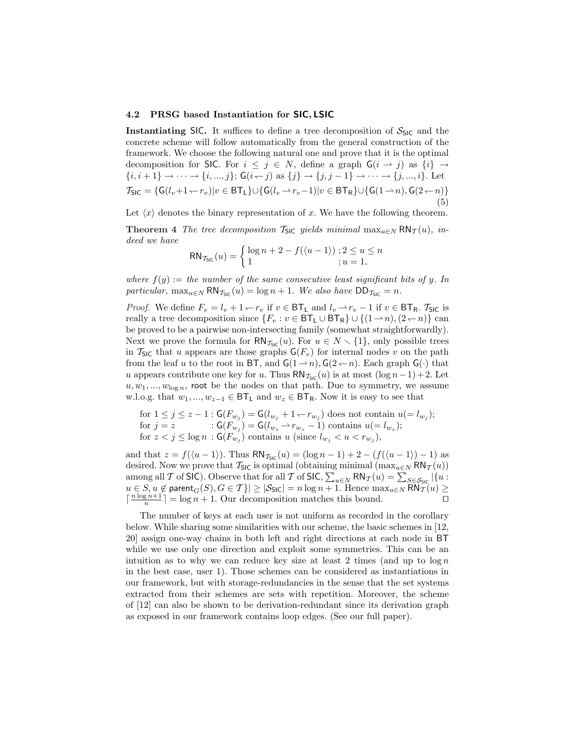### 4.2 PRSG based Instantiation for SIC, LSIC

**Instantiating** SIC. It suffices to define a tree decomposition of $\mathcal{S}_{\mathsf{SIC}}$ and the concrete scheme will follow automatically from the general construction of the framework. We choose the following natural one and prove that it is the optimal decomposition for SIC. For $i \le j \in N$, define a graph $\mathsf{G}(i \rightharpoonup j)$ as $\{i\} \rightarrow \{i, i+1\} \rightarrow \cdots \rightarrow \{i, ..., j\}$; $\mathsf{G}(i \leftharpoondown j)$ as $\{j\} \rightarrow \{j, j-1\} \rightarrow \cdots \rightarrow \{j, ..., i\}$. Let

$$\mathcal{T}_{\mathsf{SIC}} = \{\mathsf{G}(l_v{+}1 \leftharpoondown r_v) | v \in \mathsf{BT_L}\} \cup \{\mathsf{G}(l_v \rightharpoonup r_v{-}1) | v \in \mathsf{BT_R}\} \cup \{\mathsf{G}(1 \rightharpoonup n), \mathsf{G}(2 \leftharpoondown n)\} \tag{5}$$

Let $\langle x \rangle$ denotes the binary representation of $x$. We have the following theorem.

**Theorem 4** *The tree decomposition $\mathcal{T}_{\mathsf{SIC}}$ yields minimal $\max_{u \in N} \mathsf{RN}_{\mathcal{T}}(u)$, indeed we have*

$$\mathsf{RN}_{\mathcal{T}_{\mathsf{SIC}}}(u) = \begin{cases} \log n + 2 - f(\langle u-1 \rangle) & ; 2 \le u \le n \\ 1 & ; u = 1, \end{cases}$$

*where $f(y) :=$ the number of the same consecutive least significant bits of $y$. In particular, $\max_{u \in N} \mathsf{RN}_{\mathcal{T}_{\mathsf{SIC}}}(u) = \log n + 1$. We also have $\mathsf{DD}_{\mathcal{T}_{\mathsf{SIC}}} = n$.*

*Proof.* We define $F_v = l_v + 1 \leftharpoondown r_v$ if $v \in \mathsf{BT_L}$ and $l_v \rightharpoonup r_v - 1$ if $v \in \mathsf{BT_R}$. $\mathcal{T}_{\mathsf{SIC}}$ is really a tree decomposition since $\{F_v : v \in \mathsf{BT_L} \cup \mathsf{BT_R}\} \cup \{(1 \rightharpoonup n), (2 \leftharpoondown n)\}$ can be proved to be a pairwise non-intersecting family (somewhat straightforwardly). Next we prove the formula for $\mathsf{RN}_{\mathcal{T}_{\mathsf{SIC}}}(u)$. For $u \in N \setminus \{1\}$, only possible trees in $\mathcal{T}_{\mathsf{SIC}}$ that $u$ appears are those graphs $\mathsf{G}(F_v)$ for internal nodes $v$ on the path from the leaf $u$ to the root in $\mathsf{BT}$, and $\mathsf{G}(1 \rightharpoonup n), \mathsf{G}(2 \leftharpoondown n)$. Each graph $\mathsf{G}(\cdot)$ that $u$ appears contribute one key for $u$. Thus $\mathsf{RN}_{\mathcal{T}_{\mathsf{SIC}}}(u)$ is at most $(\log n - 1) + 2$. Let $u, w_1, ..., w_{\log n}$, $\mathsf{root}$ be the nodes on that path. Due to symmetry, we assume w.l.o.g. that $w_1, ..., w_{z-1} \in \mathsf{BT_L}$ and $w_z \in \mathsf{BT_R}$. Now it is easy to see that

for $1 \le j \le z-1$ : $\mathsf{G}(F_{w_j}) = \mathsf{G}(l_{w_j} + 1 \leftharpoondown r_{w_j})$ does not contain $u (= l_{w_j})$;
for $j = z$ : $\mathsf{G}(F_{w_j}) = \mathsf{G}(l_{w_z} \rightharpoonup r_{w_z} - 1)$ contains $u (= l_{w_z})$;
for $z < j \le \log n$ : $\mathsf{G}(F_{w_j})$ contains $u$ (since $l_{w_j} < u < r_{w_j}$),

and that $z = f(\langle u-1 \rangle)$. Thus $\mathsf{RN}_{\mathcal{T}_{\mathsf{SIC}}}(u) = (\log n - 1) + 2 - (f(\langle u-1 \rangle) - 1)$ as desired. Now we prove that $\mathcal{T}_{\mathsf{SIC}}$ is optimal (obtaining minimal $(\max_{u \in N} \mathsf{RN}_{\mathcal{T}}(u))$ among all $\mathcal{T}$ of SIC). Observe that for all $\mathcal{T}$ of SIC, $\sum_{u \in N} \mathsf{RN}_{\mathcal{T}}(u) = \sum_{S \in \mathcal{S}_{\mathsf{SIC}}} |\{u : u \in S, u \notin \mathsf{parent}_G(S), G \in \mathcal{T}\}| \ge |\mathcal{S}_{\mathsf{SIC}}| = n \log n + 1$. Hence $\max_{u \in N} \mathsf{RN}_{\mathcal{T}}(u) \ge \lceil \frac{n \log n + 1}{n} \rceil = \log n + 1$. Our decomposition matches this bound. □

The number of keys at each user is not uniform as recorded in the corollary below. While sharing some similarities with our scheme, the basic schemes in [12, 20] assign one-way chains in both left and right directions at each node in $\mathsf{BT}$ while we use only one direction and exploit some symmetries. This can be an intuition as to why we can reduce key size at least 2 times (and up to $\log n$ in the best case, user 1). Those schemes can be considered as instantiations in our framework, but with storage-redundancies in the sense that the set systems extracted from their schemes are sets with repetition. Moreover, the scheme of [12] can also be shown to be derivation-redundant since its derivation graph as exposed in our framework contains loop edges. (See our full paper).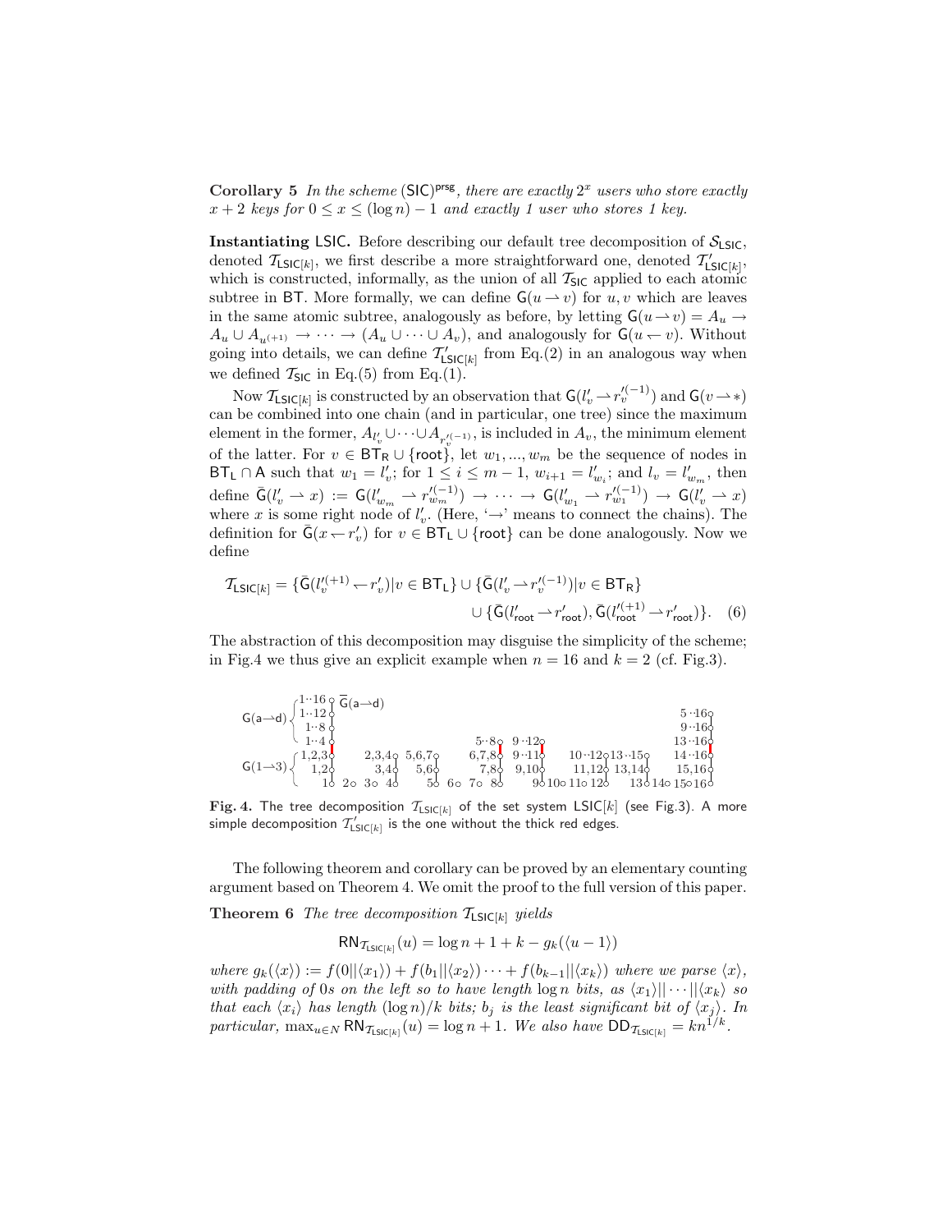**Corollary 5** *In the scheme* $(\mathsf{SIC})^{\mathsf{prsg}}$*, there are exactly* $2^x$ *users who store exactly* $x+2$ *keys for* $0 \le x \le (\log n) - 1$ *and exactly 1 user who stores 1 key.*

**Instantiating LSIC.** Before describing our default tree decomposition of $\mathcal{S}_{\mathsf{LSIC}}$, denoted $\mathcal{T}_{\mathsf{LSIC}[k]}$, we first describe a more straightforward one, denoted $\mathcal{T}'_{\mathsf{LSIC}[k]}$, which is constructed, informally, as the union of all $\mathcal{T}_{\mathsf{SIC}}$ applied to each atomic subtree in $\mathsf{BT}$. More formally, we can define $\mathsf{G}(u \rightharpoonup v)$ for $u, v$ which are leaves in the same atomic subtree, analogously as before, by letting $\mathsf{G}(u \rightharpoonup v) = A_u \to A_u \cup A_{u^{(+1)}} \to \cdots \to (A_u \cup \cdots \cup A_v)$, and analogously for $\mathsf{G}(u \leftharpoondown v)$. Without going into details, we can define $\mathcal{T}'_{\mathsf{LSIC}[k]}$ from Eq.(2) in an analogous way when we defined $\mathcal{T}_{\mathsf{SIC}}$ in Eq.(5) from Eq.(1).

Now $\mathcal{T}_{\mathsf{LSIC}[k]}$ is constructed by an observation that $\mathsf{G}(l'_v \rightharpoonup r'^{(-1)}_v)$ and $\mathsf{G}(v \rightharpoonup *)$ can be combined into one chain (and in particular, one tree) since the maximum element in the former, $A_{l'_v} \cup \cdots \cup A_{r'^{(-1)}_v}$, is included in $A_v$, the minimum element of the latter. For $v \in \mathsf{BT_R} \cup \{\mathsf{root}\}$, let $w_1, ..., w_m$ be the sequence of nodes in $\mathsf{BT_L} \cap \mathsf{A}$ such that $w_1 = l'_v$; for $1 \le i \le m-1$, $w_{i+1} = l'_{w_i}$; and $l_v = l'_{w_m}$, then define $\bar{\mathsf{G}}(l'_v \rightharpoonup x) := \mathsf{G}(l'_{w_m} \rightharpoonup r'^{(-1)}_{w_m}) \to \cdots \to \mathsf{G}(l'_{w_1} \rightharpoonup r'^{(-1)}_{w_1}) \to \mathsf{G}(l'_v \rightharpoonup x)$ where $x$ is some right node of $l'_v$. (Here, '$\to$' means to connect the chains). The definition for $\bar{\mathsf{G}}(x \leftharpoondown r'_v)$ for $v \in \mathsf{BT_L} \cup \{\mathsf{root}\}$ can be done analogously. Now we define

$$\mathcal{T}_{\mathsf{LSIC}[k]} = \{\bar{\mathsf{G}}(l'^{(+1)}_v \leftharpoondown r'_v) | v \in \mathsf{BT_L}\} \cup \{\bar{\mathsf{G}}(l'_v \rightharpoonup r'^{(-1)}_v) | v \in \mathsf{BT_R}\} \cup \{\bar{\mathsf{G}}(l'_{\mathsf{root}} \rightharpoonup r'_{\mathsf{root}}), \bar{\mathsf{G}}(l'^{(+1)}_{\mathsf{root}} \rightharpoonup r'_{\mathsf{root}})\}. \quad (6)$$

The abstraction of this decomposition may disguise the simplicity of the scheme; in Fig.4 we thus give an explicit example when $n = 16$ and $k = 2$ (cf. Fig.3).

**Fig. 4.** The tree decomposition $\mathcal{T}_{\mathsf{LSIC}[k]}$ of the set system $\mathsf{LSIC}[k]$ (see Fig.3). A more simple decomposition $\mathcal{T}'_{\mathsf{LSIC}[k]}$ is the one without the thick red edges.

The following theorem and corollary can be proved by an elementary counting argument based on Theorem 4. We omit the proof to the full version of this paper.

**Theorem 6** *The tree decomposition* $\mathcal{T}_{\mathsf{LSIC}[k]}$ *yields*

$$\mathsf{RN}_{\mathcal{T}_{\mathsf{LSIC}[k]}}(u) = \log n + 1 + k - g_k(\langle u-1 \rangle)$$

*where* $g_k(\langle x \rangle) := f(0||\langle x_1 \rangle) + f(b_1||\langle x_2 \rangle) \cdots + f(b_{k-1}||\langle x_k \rangle)$ *where we parse* $\langle x \rangle$*, with padding of 0s on the left so to have length* $\log n$ *bits, as* $\langle x_1 \rangle || \cdots || \langle x_k \rangle$ *so that each* $\langle x_i \rangle$ *has length* $(\log n)/k$ *bits;* $b_j$ *is the least significant bit of* $\langle x_j \rangle$*. In particular,* $\max_{u \in N} \mathsf{RN}_{\mathcal{T}_{\mathsf{LSIC}[k]}}(u) = \log n + 1$*. We also have* $\mathsf{DD}_{\mathcal{T}_{\mathsf{LSIC}[k]}} = kn^{1/k}$*.*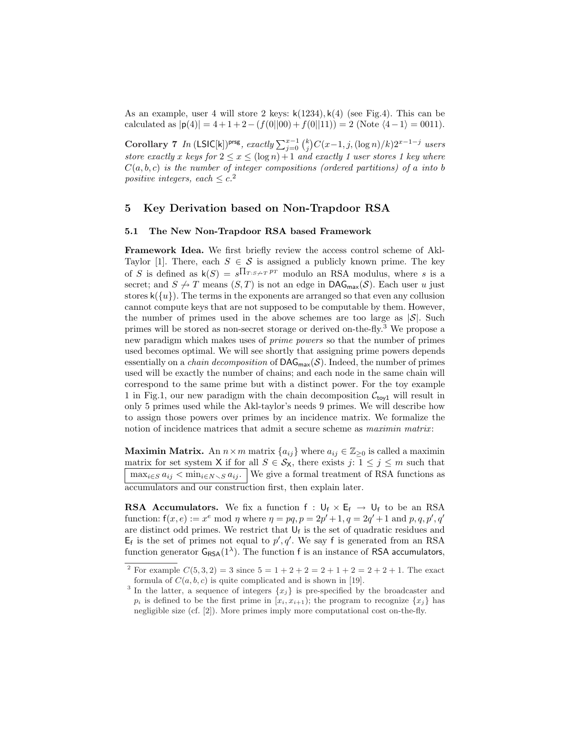As an example, user 4 will store 2 keys: $\mathsf{k}(1234), \mathsf{k}(4)$ (see Fig.4). This can be calculated as $|\mathsf{p}(4)| = 4+1+2-(f(0||00)+f(0||11)) = 2$ (Note $\langle 4-1\rangle = 0011$).

**Corollary 7** *In* $(\mathsf{LSIC[k]})^{\mathsf{prsg}}$*, exactly* $\sum_{j=0}^{x-1}\binom{k}{j}C(x-1, j, (\log n)/k)2^{x-1-j}$ *users store exactly* $x$ *keys for* $2 \le x \le (\log n)+1$ *and exactly 1 user stores 1 key where* $C(a, b, c)$ *is the number of integer compositions (ordered partitions) of* $a$ *into* $b$ *positive integers, each* $\le c$.[2]

## 5 Key Derivation based on Non-Trapdoor RSA

### 5.1 The New Non-Trapdoor RSA based Framework

**Framework Idea.** We first briefly review the access control scheme of Akl-Taylor [1]. There, each $S \in \mathcal{S}$ is assigned a publicly known prime. The key of $S$ is defined as $\mathsf{k}(S) = s^{\prod_{T:S\not\to T} p_T}$ modulo an RSA modulus, where $s$ is a secret; and $S \not\to T$ means $(S,T)$ is not an edge in $\mathsf{DAG}_{\mathsf{max}}(\mathcal{S})$. Each user $u$ just stores $\mathsf{k}(\{u\})$. The terms in the exponents are arranged so that even any collusion cannot compute keys that are not supposed to be computable by them. However, the number of primes used in the above schemes are too large as $|\mathcal{S}|$. Such primes will be stored as non-secret storage or derived on-the-fly.[3] We propose a new paradigm which makes uses of *prime powers* so that the number of primes used becomes optimal. We will see shortly that assigning prime powers depends essentially on a *chain decomposition* of $\mathsf{DAG}_{\mathsf{max}}(\mathcal{S})$. Indeed, the number of primes used will be exactly the number of chains; and each node in the same chain will correspond to the same prime but with a distinct power. For the toy example 1 in Fig.1, our new paradigm with the chain decomposition $\mathcal{C}_{\mathsf{toy1}}$ will result in only 5 primes used while the Akl-taylor's needs 9 primes. We will describe how to assign those powers over primes by an incidence matrix. We formalize the notion of incidence matrices that admit a secure scheme as *maximin matrix*:

**Maximin Matrix.** An $n \times m$ matrix $\{a_{ij}\}$ where $a_{ij} \in \mathbb{Z}_{\ge 0}$ is called a maximin matrix for set system $\mathsf{X}$ if for all $S \in \mathcal{S}_{\mathsf{X}}$, there exists $j$: $1 \le j \le m$ such that $\max_{i \in S} a_{ij} < \min_{i \in N \setminus S} a_{ij}$. We give a formal treatment of RSA functions as accumulators and our construction first, then explain later.

**RSA Accumulators.** We fix a function $\mathsf{f} : \mathsf{U_f} \times \mathsf{E_f} \to \mathsf{U_f}$ to be an RSA function: $\mathsf{f}(x, e) := x^e \bmod \eta$ where $\eta = pq, p = 2p'+1, q = 2q'+1$ and $p, q, p', q'$ are distinct odd primes. We restrict that $\mathsf{U_f}$ is the set of quadratic residues and $\mathsf{E_f}$ is the set of primes not equal to $p', q'$. We say $\mathsf{f}$ is generated from an RSA function generator $\mathsf{G_{RSA}}(1^\lambda)$. The function $\mathsf{f}$ is an instance of $\mathsf{RSA}$ accumulators,

[2] For example $C(5, 3, 2) = 3$ since $5 = 1+2+2 = 2+1+2 = 2+2+1$. The exact formula of $C(a, b, c)$ is quite complicated and is shown in [19].

[3] In the latter, a sequence of integers $\{x_j\}$ is pre-specified by the broadcaster and $p_i$ is defined to be the first prime in $[x_i, x_{i+1})$; the program to recognize $\{x_j\}$ has negligible size (cf. [2]). More primes imply more computational cost on-the-fly.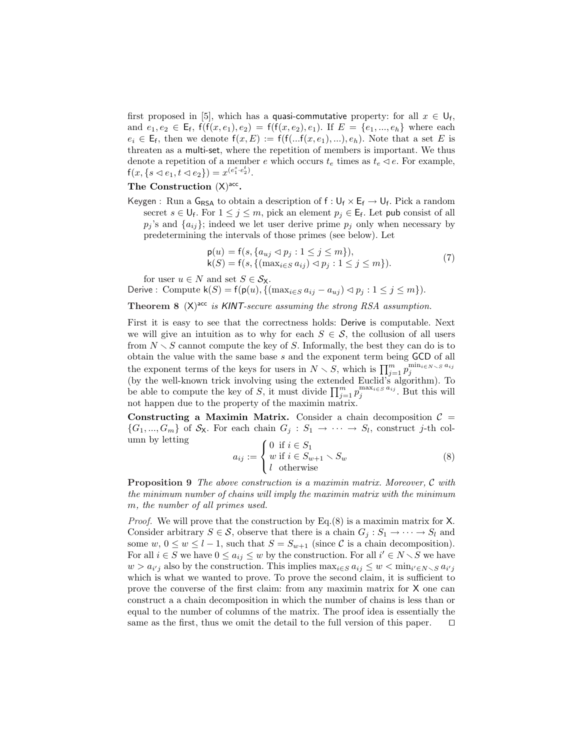first proposed in [5], which has a quasi-commutative property: for all $x \in \mathsf{U_f}$, and $e_1, e_2 \in \mathsf{E_f}$, $\mathsf{f}(\mathsf{f}(x, e_1), e_2) = \mathsf{f}(\mathsf{f}(x, e_2), e_1)$. If $E = \{e_1, ..., e_h\}$ where each $e_i \in \mathsf{E_f}$, then we denote $\mathsf{f}(x, E) := \mathsf{f}(\mathsf{f}(...\mathsf{f}(x, e_1), ...), e_h)$. Note that a set $E$ is threaten as a multi-set, where the repetition of members is important. We thus denote a repetition of a member $e$ which occurs $t_e$ times as $t_e \lhd e$. For example, $\mathsf{f}(x, \{s \lhd e_1, t \lhd e_2\}) = x^{(e_1^s \cdot e_2^t)}$.

**The Construction $(\mathsf{X})^{\mathsf{acc}}$.**

Keygen : Run a $\mathsf{G_{RSA}}$ to obtain a description of $\mathsf{f} : \mathsf{U_f} \times \mathsf{E_f} \rightarrow \mathsf{U_f}$. Pick a random secret $s \in \mathsf{U_f}$. For $1 \leq j \leq m$, pick an element $p_j \in \mathsf{E_f}$. Let pub consist of all $p_j$'s and $\{a_{ij}\}$; indeed we let user derive prime $p_j$ only when necessary by predetermining the intervals of those primes (see below). Let

$$
\begin{aligned}
\mathsf{p}(u) &= \mathsf{f}(s, \{a_{uj} \lhd p_j : 1 \leq j \leq m\}), \\
\mathsf{k}(S) &= \mathsf{f}(s, \{(\max_{i \in S} a_{ij}) \lhd p_j : 1 \leq j \leq m\}).
\end{aligned}
\tag{7}
$$

for user $u \in N$ and set $S \in \mathcal{S}_\mathsf{X}$.

Derive : Compute $\mathsf{k}(S) = \mathsf{f}(\mathsf{p}(u), \{(\max_{i \in S} a_{ij} - a_{uj}) \lhd p_j : 1 \leq j \leq m\})$.

**Theorem 8** *$(\mathsf{X})^{\mathsf{acc}}$ is KINT-secure assuming the strong RSA assumption.*

First it is easy to see that the correctness holds: Derive is computable. Next we will give an intuition as to why for each $S \in \mathcal{S}$, the collusion of all users from $N \setminus S$ cannot compute the key of $S$. Informally, the best they can do is to obtain the value with the same base $s$ and the exponent term being GCD of all the exponent terms of the keys for users in $N \setminus S$, which is $\prod_{j=1}^{m} p_j^{\min_{i \in N \setminus S} a_{ij}}$ (by the well-known trick involving using the extended Euclid's algorithm). To be able to compute the key of $S$, it must divide $\prod_{j=1}^{m} p_j^{\max_{i \in S} a_{ij}}$. But this will not happen due to the property of the maximin matrix.

**Constructing a Maximin Matrix.** Consider a chain decomposition $\mathcal{C} = \{G_1, ..., G_m\}$ of $\mathcal{S}_\mathsf{X}$. For each chain $G_j : S_1 \rightarrow \cdots \rightarrow S_l$, construct $j$-th column by letting

$$
a_{ij} := \begin{cases} 0 & \text{if } i \in S_1 \\ w & \text{if } i \in S_{w+1} \setminus S_w \\ l & \text{otherwise} \end{cases}
\tag{8}
$$

**Proposition 9** *The above construction is a maximin matrix. Moreover, $\mathcal{C}$ with the minimum number of chains will imply the maximin matrix with the minimum $m$, the number of all primes used.*

*Proof.* We will prove that the construction by Eq.(8) is a maximin matrix for $\mathsf{X}$. Consider arbitrary $S \in \mathcal{S}$, observe that there is a chain $G_j : S_1 \rightarrow \cdots \rightarrow S_l$ and some $w$, $0 \leq w \leq l-1$, such that $S = S_{w+1}$ (since $\mathcal{C}$ is a chain decomposition). For all $i \in S$ we have $0 \leq a_{ij} \leq w$ by the construction. For all $i' \in N \setminus S$ we have $w > a_{i'j}$ also by the construction. This implies $\max_{i \in S} a_{ij} \leq w < \min_{i' \in N \setminus S} a_{i'j}$ which is what we wanted to prove. To prove the second claim, it is sufficient to prove the converse of the first claim: from any maximin matrix for $\mathsf{X}$ one can construct a a chain decomposition in which the number of chains is less than or equal to the number of columns of the matrix. The proof idea is essentially the same as the first, thus we omit the detail to the full version of this paper. $\square$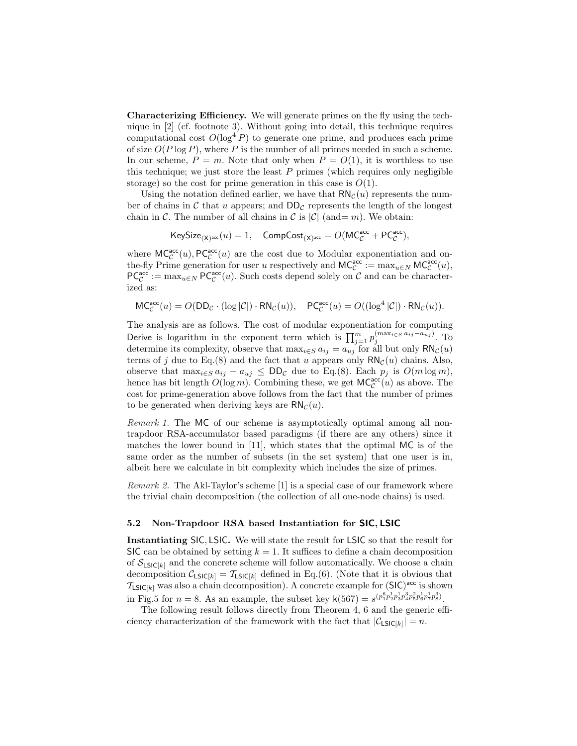**Characterizing Efficiency.** We will generate primes on the fly using the technique in [2] (cf. footnote 3). Without going into detail, this technique requires computational cost $O(\log^4 P)$ to generate one prime, and produces each prime of size $O(P \log P)$, where $P$ is the number of all primes needed in such a scheme. In our scheme, $P = m$. Note that only when $P = O(1)$, it is worthless to use this technique; we just store the least $P$ primes (which requires only negligible storage) so the cost for prime generation in this case is $O(1)$.

Using the notation defined earlier, we have that $\mathsf{RN}_{\mathcal{C}}(u)$ represents the number of chains in $\mathcal{C}$ that $u$ appears; and $\mathsf{DD}_{\mathcal{C}}$ represents the length of the longest chain in $\mathcal{C}$. The number of all chains in $\mathcal{C}$ is $|\mathcal{C}|$ (and= $m$). We obtain:

$$\mathsf{KeySize}_{(\mathsf{X})^{\mathsf{acc}}}(u) = 1, \quad \mathsf{CompCost}_{(\mathsf{X})^{\mathsf{acc}}} = O(\mathsf{MC}^{\mathsf{acc}}_{\mathcal{C}} + \mathsf{PC}^{\mathsf{acc}}_{\mathcal{C}}),$$

where $\mathsf{MC}^{\mathsf{acc}}_{\mathcal{C}}(u), \mathsf{PC}^{\mathsf{acc}}_{\mathcal{C}}(u)$ are the cost due to Modular exponentiation and on-the-fly Prime generation for user $u$ respectively and $\mathsf{MC}^{\mathsf{acc}}_{\mathcal{C}} := \max_{u \in N} \mathsf{MC}^{\mathsf{acc}}_{\mathcal{C}}(u)$, $\mathsf{PC}^{\mathsf{acc}}_{\mathcal{C}} := \max_{u \in N} \mathsf{PC}^{\mathsf{acc}}_{\mathcal{C}}(u)$. Such costs depend solely on $\mathcal{C}$ and can be characterized as:

$$\mathsf{MC}^{\mathsf{acc}}_{\mathcal{C}}(u) = O(\mathsf{DD}_{\mathcal{C}} \cdot (\log |\mathcal{C}|) \cdot \mathsf{RN}_{\mathcal{C}}(u)), \quad \mathsf{PC}^{\mathsf{acc}}_{\mathcal{C}}(u) = O((\log^4 |\mathcal{C}|) \cdot \mathsf{RN}_{\mathcal{C}}(u)).$$

The analysis are as follows. The cost of modular exponentiation for computing $\mathsf{Derive}$ is logarithm in the exponent term which is $\prod_{j=1}^{m} p_j^{(\max_{i \in S} a_{ij} - a_{uj})}$. To determine its complexity, observe that $\max_{i \in S} a_{ij} = a_{uj}$ for all but only $\mathsf{RN}_{\mathcal{C}}(u)$ terms of $j$ due to Eq.(8) and the fact that $u$ appears only $\mathsf{RN}_{\mathcal{C}}(u)$ chains. Also, observe that $\max_{i \in S} a_{ij} - a_{uj} \leq \mathsf{DD}_{\mathcal{C}}$ due to Eq.(8). Each $p_j$ is $O(m \log m)$, hence has bit length $O(\log m)$. Combining these, we get $\mathsf{MC}^{\mathsf{acc}}_{\mathcal{C}}(u)$ as above. The cost for prime-generation above follows from the fact that the number of primes to be generated when deriving keys are $\mathsf{RN}_{\mathcal{C}}(u)$.

*Remark 1.* The $\mathsf{MC}$ of our scheme is asymptotically optimal among all non-trapdoor RSA-accumulator based paradigms (if there are any others) since it matches the lower bound in [11], which states that the optimal $\mathsf{MC}$ is of the same order as the number of subsets (in the set system) that one user is in, albeit here we calculate in bit complexity which includes the size of primes.

*Remark 2.* The Akl-Taylor's scheme [1] is a special case of our framework where the trivial chain decomposition (the collection of all one-node chains) is used.

### 5.2 Non-Trapdoor RSA based Instantiation for SIC, LSIC

**Instantiating SIC, LSIC.** We will state the result for LSIC so that the result for SIC can be obtained by setting $k = 1$. It suffices to define a chain decomposition of $\mathcal{S}_{\mathsf{LSIC}[k]}$ and the concrete scheme will follow automatically. We choose a chain decomposition $\mathcal{C}_{\mathsf{LSIC}[k]} = \mathcal{T}_{\mathsf{LSIC}[k]}$ defined in Eq.(6). (Note that it is obvious that $\mathcal{T}_{\mathsf{LSIC}[k]}$ was also a chain decomposition). A concrete example for $(\mathsf{SIC})^{\mathsf{acc}}$ is shown in Fig.5 for $n = 8$. As an example, the subset key $\mathsf{k}(567) = s^{(p_1^6 p_2^1 p_3^1 p_4^3 p_5^2 p_6^1 p_7^1 p_8^3)}$.

The following result follows directly from Theorem 4, 6 and the generic efficiency characterization of the framework with the fact that $|\mathcal{C}_{\mathsf{LSIC}[k]}| = n$.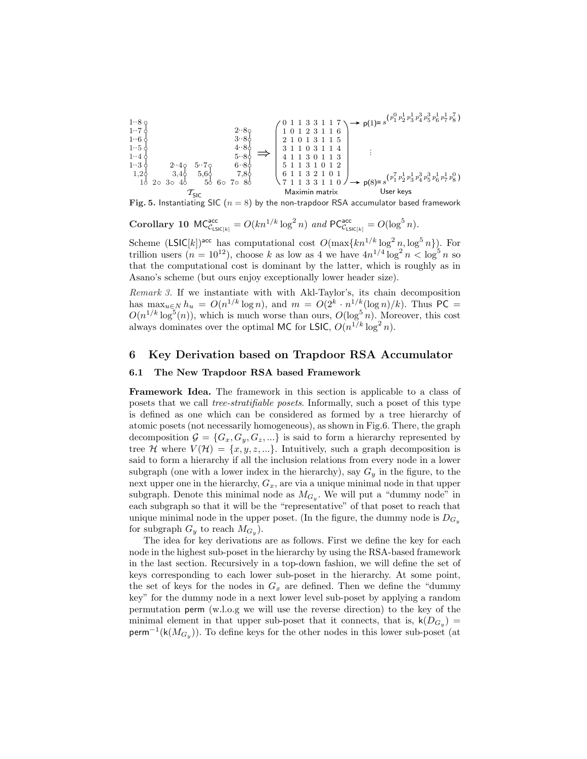$$\mathcal{T}_{\mathsf{SIC}} \Rightarrow \begin{pmatrix} 0&1&1&3&3&1&1&7\\ 1&0&1&2&3&1&1&6\\ 2&1&0&1&3&1&1&5\\ 3&1&1&0&3&1&1&4\\ 4&1&1&3&0&1&1&3\\ 5&1&1&3&1&0&1&2\\ 6&1&1&3&2&1&0&1\\ 7&1&1&3&3&1&1&0 \end{pmatrix} \begin{matrix} \rightarrow \mathsf{p}(1) = s^{(p_1^0 p_2^1 p_3^1 p_4^3 p_5^3 p_6^1 p_7^1 p_8^7)} \\ \vdots \\ \rightarrow \mathsf{p}(8) = s^{(p_1^7 p_2^1 p_3^1 p_4^3 p_5^3 p_6^1 p_7^1 p_8^0)} \end{matrix}$$

Maximin matrix — User keys

**Fig. 5.** Instantiating SIC ($n = 8$) by the non-trapdoor RSA accumulator based framework

**Corollary 10** $\mathsf{MC}^{\mathsf{acc}}_{\mathcal{C}_{\mathsf{LSIC}[k]}} = O(kn^{1/k}\log^2 n)$ *and* $\mathsf{PC}^{\mathsf{acc}}_{\mathcal{C}_{\mathsf{LSIC}[k]}} = O(\log^5 n)$.

Scheme $(\mathsf{LSIC}[k])^{\mathsf{acc}}$ has computational cost $O(\max\{kn^{1/k}\log^2 n, \log^5 n\})$. For trillion users ($n = 10^{12}$), choose $k$ as low as 4 we have $4n^{1/4}\log^2 n < \log^5 n$ so that the computational cost is dominant by the latter, which is roughly as in Asano's scheme (but ours enjoy exceptionally lower header size).

*Remark 3.* If we instantiate with with Akl-Taylor's, its chain decomposition has $\max_{u\in N} h_u = O(n^{1/k}\log n)$, and $m = O(2^k \cdot n^{1/k}(\log n)/k)$. Thus $\mathsf{PC} = O(n^{1/k}\log^5(n))$, which is much worse than ours, $O(\log^5 n)$. Moreover, this cost always dominates over the optimal MC for LSIC, $O(n^{1/k}\log^2 n)$.

## 6 Key Derivation based on Trapdoor RSA Accumulator

### 6.1 The New Trapdoor RSA based Framework

**Framework Idea.** The framework in this section is applicable to a class of posets that we call *tree-stratifiable posets*. Informally, such a poset of this type is defined as one which can be considered as formed by a tree hierarchy of atomic posets (not necessarily homogeneous), as shown in Fig.6. There, the graph decomposition $\mathcal{G} = \{G_x, G_y, G_z, ...\}$ is said to form a hierarchy represented by tree $\mathcal{H}$ where $V(\mathcal{H}) = \{x, y, z, ...\}$. Intuitively, such a graph decomposition is said to form a hierarchy if all the inclusion relations from every node in a lower subgraph (one with a lower index in the hierarchy), say $G_y$ in the figure, to the next upper one in the hierarchy, $G_x$, are via a unique minimal node in that upper subgraph. Denote this minimal node as $M_{G_y}$. We will put a "dummy node" in each subgraph so that it will be the "representative" of that poset to reach that unique minimal node in the upper poset. (In the figure, the dummy node is $D_{G_y}$ for subgraph $G_y$ to reach $M_{G_y}$).

The idea for key derivations are as follows. First we define the key for each node in the highest sub-poset in the hierarchy by using the RSA-based framework in the last section. Recursively in a top-down fashion, we will define the set of keys corresponding to each lower sub-poset in the hierarchy. At some point, the set of keys for the nodes in $G_x$ are defined. Then we define the "dummy key" for the dummy node in a next lower level sub-poset by applying a random permutation perm (w.l.o.g we will use the reverse direction) to the key of the minimal element in that upper sub-poset that it connects, that is, $\mathsf{k}(D_{G_y}) = \mathsf{perm}^{-1}(\mathsf{k}(M_{G_y}))$. To define keys for the other nodes in this lower sub-poset (at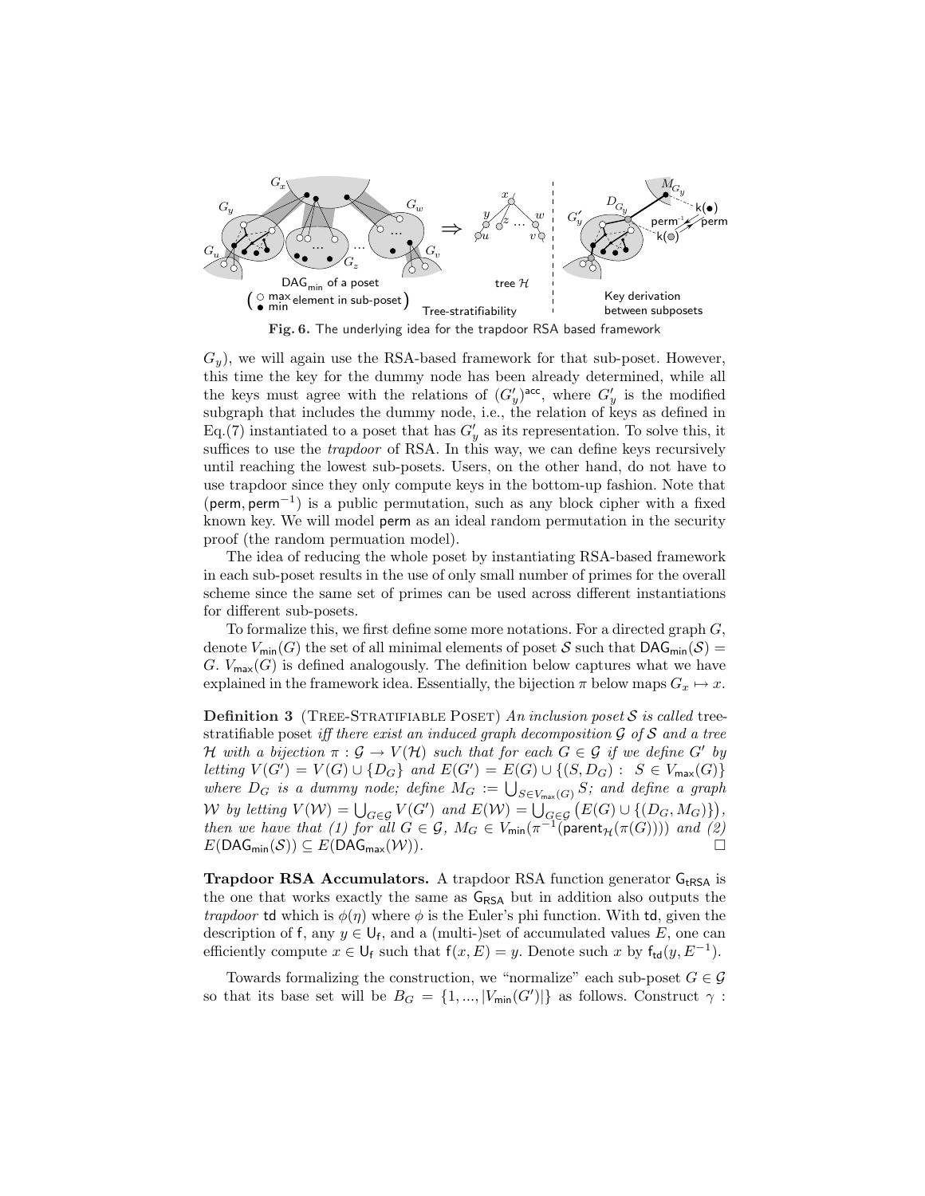**Fig. 6.** The underlying idea for the trapdoor RSA based framework

$G_y$), we will again use the RSA-based framework for that sub-poset. However, this time the key for the dummy node has been already determined, while all the keys must agree with the relations of $(G'_y)^{\mathsf{acc}}$, where $G'_y$ is the modified subgraph that includes the dummy node, i.e., the relation of keys as defined in Eq.(7) instantiated to a poset that has $G'_y$ as its representation. To solve this, it suffices to use the *trapdoor* of RSA. In this way, we can define keys recursively until reaching the lowest sub-posets. Users, on the other hand, do not have to use trapdoor since they only compute keys in the bottom-up fashion. Note that $(\mathsf{perm}, \mathsf{perm}^{-1})$ is a public permutation, such as any block cipher with a fixed known key. We will model $\mathsf{perm}$ as an ideal random permutation in the security proof (the random permuation model).

The idea of reducing the whole poset by instantiating RSA-based framework in each sub-poset results in the use of only small number of primes for the overall scheme since the same set of primes can be used across different instantiations for different sub-posets.

To formalize this, we first define some more notations. For a directed graph $G$, denote $V_{\mathsf{min}}(G)$ the set of all minimal elements of poset $\mathcal{S}$ such that $\mathsf{DAG}_{\mathsf{min}}(\mathcal{S}) = G$. $V_{\mathsf{max}}(G)$ is defined analogously. The definition below captures what we have explained in the framework idea. Essentially, the bijection $\pi$ below maps $G_x \mapsto x$.

**Definition 3** (Tree-Stratifiable Poset) *An inclusion poset $\mathcal{S}$ is called* tree-stratifiable poset *iff there exist an induced graph decomposition $\mathcal{G}$ of $\mathcal{S}$ and a tree $\mathcal{H}$ with a bijection $\pi : \mathcal{G} \to V(\mathcal{H})$ such that for each $G \in \mathcal{G}$ if we define $G'$ by letting $V(G') = V(G) \cup \{D_G\}$ and $E(G') = E(G) \cup \{(S, D_G) : S \in V_{\mathsf{max}}(G)\}$ where $D_G$ is a dummy node; define $M_G := \bigcup_{S \in V_{\mathsf{max}}(G)} S$; and define a graph $\mathcal{W}$ by letting $V(\mathcal{W}) = \bigcup_{G \in \mathcal{G}} V(G')$ and $E(\mathcal{W}) = \bigcup_{G \in \mathcal{G}} \big(E(G) \cup \{(D_G, M_G)\}\big)$, then we have that (1) for all $G \in \mathcal{G}$, $M_G \in V_{\mathsf{min}}(\pi^{-1}(\mathsf{parent}_{\mathcal{H}}(\pi(G))))$ and (2) $E(\mathsf{DAG}_{\mathsf{min}}(\mathcal{S})) \subseteq E(\mathsf{DAG}_{\mathsf{max}}(\mathcal{W}))$.* □

**Trapdoor RSA Accumulators.** A trapdoor RSA function generator $\mathsf{G}_{\mathsf{tRSA}}$ is the one that works exactly the same as $\mathsf{G}_{\mathsf{RSA}}$ but in addition also outputs the *trapdoor* $\mathsf{td}$ which is $\phi(\eta)$ where $\phi$ is the Euler's phi function. With $\mathsf{td}$, given the description of $\mathsf{f}$, any $y \in \mathsf{U_f}$, and a (multi-)set of accumulated values $E$, one can efficiently compute $x \in \mathsf{U_f}$ such that $\mathsf{f}(x, E) = y$. Denote such $x$ by $\mathsf{f}_{\mathsf{td}}(y, E^{-1})$.

Towards formalizing the construction, we "normalize" each sub-poset $G \in \mathcal{G}$ so that its base set will be $B_G = \{1, ..., |V_{\mathsf{min}}(G')|\}$ as follows. Construct $\gamma$ :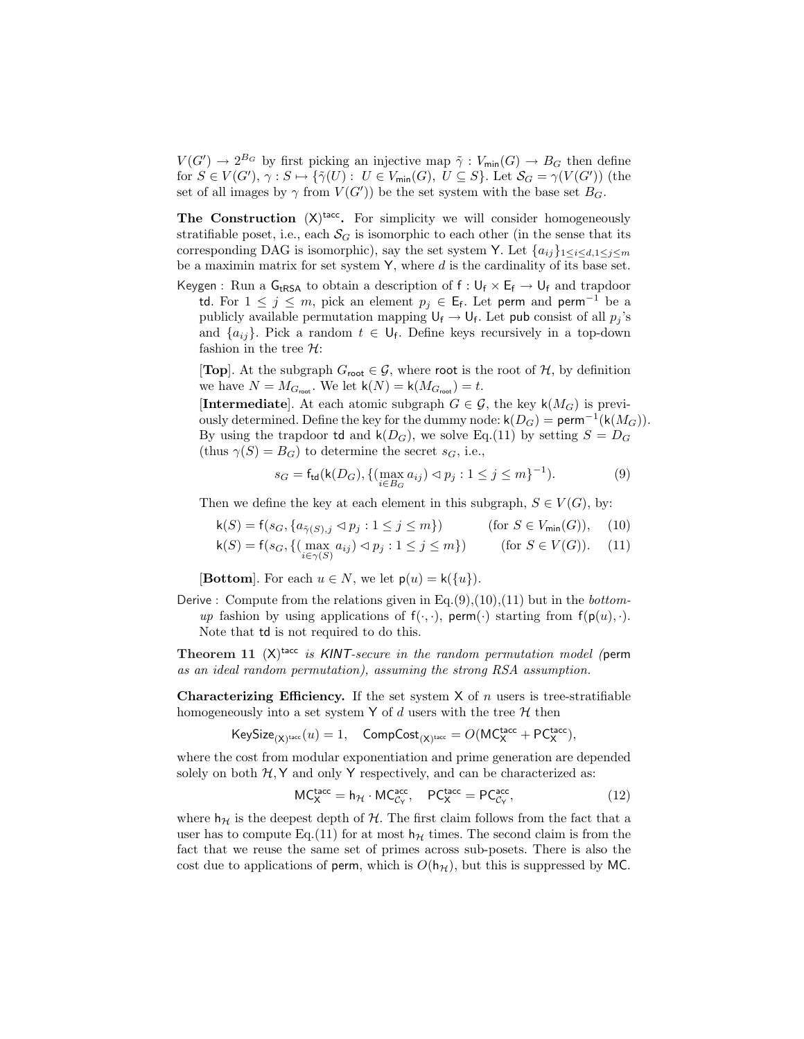$V(G') \to 2^{B_G}$ by first picking an injective map $\tilde{\gamma} : V_{\mathsf{min}}(G) \to B_G$ then define for $S \in V(G')$, $\gamma : S \mapsto \{\tilde{\gamma}(U) : U \in V_{\mathsf{min}}(G),\ U \subseteq S\}$. Let $\mathcal{S}_G = \gamma(V(G'))$ (the set of all images by $\gamma$ from $V(G')$) be the set system with the base set $B_G$.

**The Construction $(\mathsf{X})^{\mathsf{tacc}}$.** For simplicity we will consider homogeneously stratifiable poset, i.e., each $\mathcal{S}_G$ is isomorphic to each other (in the sense that its corresponding DAG is isomorphic), say the set system $\mathsf{Y}$. Let $\{a_{ij}\}_{1\le i\le d, 1\le j\le m}$ be a maximin matrix for set system $\mathsf{Y}$, where $d$ is the cardinality of its base set.

Keygen : Run a $\mathsf{G}_{\mathsf{tRSA}}$ to obtain a description of $\mathsf{f} : \mathsf{U_f} \times \mathsf{E_f} \to \mathsf{U_f}$ and trapdoor $\mathsf{td}$. For $1 \le j \le m$, pick an element $p_j \in \mathsf{E_f}$. Let $\mathsf{perm}$ and $\mathsf{perm}^{-1}$ be a publicly available permutation mapping $\mathsf{U_f} \to \mathsf{U_f}$. Let $\mathsf{pub}$ consist of all $p_j$'s and $\{a_{ij}\}$. Pick a random $t \in \mathsf{U_f}$. Define keys recursively in a top-down fashion in the tree $\mathcal{H}$:

[**Top**]. At the subgraph $G_{\mathsf{root}} \in \mathcal{G}$, where $\mathsf{root}$ is the root of $\mathcal{H}$, by definition we have $N = M_{G_{\mathsf{root}}}$. We let $\mathsf{k}(N) = \mathsf{k}(M_{G_{\mathsf{root}}}) = t$.

[**Intermediate**]. At each atomic subgraph $G \in \mathcal{G}$, the key $\mathsf{k}(M_G)$ is previously determined. Define the key for the dummy node: $\mathsf{k}(D_G) = \mathsf{perm}^{-1}(\mathsf{k}(M_G))$. By using the trapdoor $\mathsf{td}$ and $\mathsf{k}(D_G)$, we solve Eq.(11) by setting $S = D_G$ (thus $\gamma(S) = B_G$) to determine the secret $s_G$, i.e.,

$$s_G = \mathsf{f}_{\mathsf{td}}(\mathsf{k}(D_G), \{(\max_{i\in B_G} a_{ij}) \lhd p_j : 1 \le j \le m\}^{-1}). \tag{9}$$

Then we define the key at each element in this subgraph, $S \in V(G)$, by:

$$\mathsf{k}(S) = \mathsf{f}(s_G, \{a_{\tilde{\gamma}(S),j} \lhd p_j : 1 \le j \le m\}) \qquad (\text{for } S \in V_{\mathsf{min}}(G)), \tag{10}$$

$$\mathsf{k}(S) = \mathsf{f}(s_G, \{(\max_{i\in\gamma(S)} a_{ij}) \lhd p_j : 1 \le j \le m\}) \qquad (\text{for } S \in V(G)). \tag{11}$$

[**Bottom**]. For each $u \in N$, we let $\mathsf{p}(u) = \mathsf{k}(\{u\})$.

Derive : Compute from the relations given in Eq.(9),(10),(11) but in the *bottom-up* fashion by using applications of $\mathsf{f}(\cdot,\cdot)$, $\mathsf{perm}(\cdot)$ starting from $\mathsf{f}(\mathsf{p}(u),\cdot)$. Note that $\mathsf{td}$ is not required to do this.

**Theorem 11** *$(\mathsf{X})^{\mathsf{tacc}}$ is KINT-secure in the random permutation model (*$\mathsf{perm}$ *as an ideal random permutation), assuming the strong RSA assumption.*

**Characterizing Efficiency.** If the set system $\mathsf{X}$ of $n$ users is tree-stratifiable homogeneously into a set system $\mathsf{Y}$ of $d$ users with the tree $\mathcal{H}$ then

$$\mathsf{KeySize}_{(\mathsf{X})^{\mathsf{tacc}}}(u) = 1, \quad \mathsf{CompCost}_{(\mathsf{X})^{\mathsf{tacc}}} = O(\mathsf{MC}^{\mathsf{tacc}}_{\mathsf{X}} + \mathsf{PC}^{\mathsf{tacc}}_{\mathsf{X}}),$$

where the cost from modular exponentiation and prime generation are depended solely on both $\mathcal{H}, \mathsf{Y}$ and only $\mathsf{Y}$ respectively, and can be characterized as:

$$\mathsf{MC}^{\mathsf{tacc}}_{\mathsf{X}} = \mathsf{h}_{\mathcal{H}} \cdot \mathsf{MC}^{\mathsf{acc}}_{\mathcal{C}_{\mathsf{Y}}}, \quad \mathsf{PC}^{\mathsf{tacc}}_{\mathsf{X}} = \mathsf{PC}^{\mathsf{acc}}_{\mathcal{C}_{\mathsf{Y}}}, \tag{12}$$

where $\mathsf{h}_{\mathcal{H}}$ is the deepest depth of $\mathcal{H}$. The first claim follows from the fact that a user has to compute Eq.(11) for at most $\mathsf{h}_{\mathcal{H}}$ times. The second claim is from the fact that we reuse the same set of primes across sub-posets. There is also the cost due to applications of $\mathsf{perm}$, which is $O(\mathsf{h}_{\mathcal{H}})$, but this is suppressed by $\mathsf{MC}$.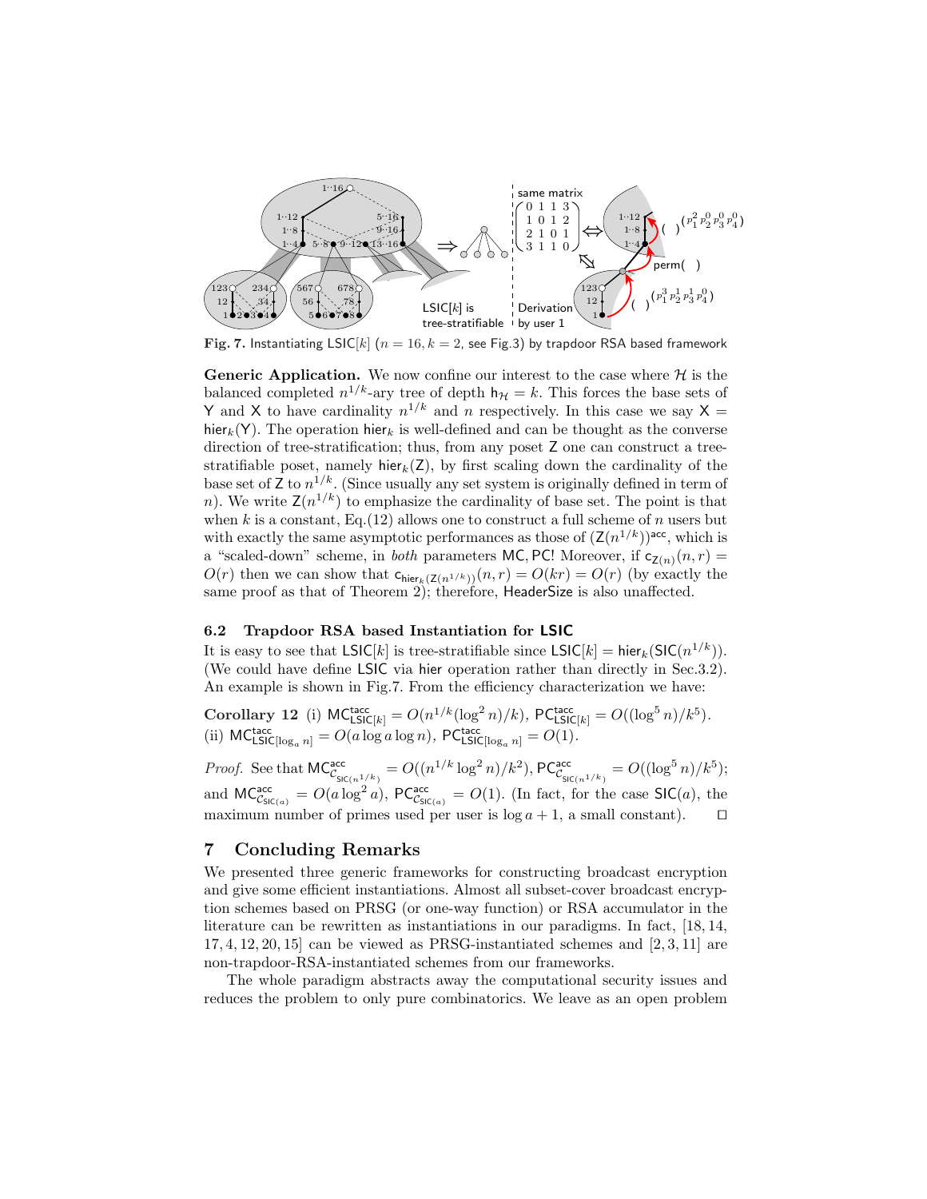**Fig. 7.** Instantiating $\mathsf{LSIC}[k]$ ($n = 16, k = 2$, see Fig.3) by trapdoor RSA based framework

**Generic Application.** We now confine our interest to the case where $\mathcal{H}$ is the balanced completed $n^{1/k}$-ary tree of depth $\mathsf{h}_{\mathcal{H}} = k$. This forces the base sets of $\mathsf{Y}$ and $\mathsf{X}$ to have cardinality $n^{1/k}$ and $n$ respectively. In this case we say $\mathsf{X} = \mathsf{hier}_k(\mathsf{Y})$. The operation $\mathsf{hier}_k$ is well-defined and can be thought as the converse direction of tree-stratification; thus, from any poset $\mathsf{Z}$ one can construct a tree-stratifiable poset, namely $\mathsf{hier}_k(\mathsf{Z})$, by first scaling down the cardinality of the base set of $\mathsf{Z}$ to $n^{1/k}$. (Since usually any set system is originally defined in term of $n$). We write $\mathsf{Z}(n^{1/k})$ to emphasize the cardinality of base set. The point is that when $k$ is a constant, Eq.(12) allows one to construct a full scheme of $n$ users but with exactly the same asymptotic performances as those of $(\mathsf{Z}(n^{1/k}))^{\mathsf{acc}}$, which is a "scaled-down" scheme, in *both* parameters $\mathsf{MC}, \mathsf{PC}$! Moreover, if $\mathsf{c}_{\mathsf{Z}(n)}(n, r) = O(r)$ then we can show that $\mathsf{c}_{\mathsf{hier}_k(\mathsf{Z}(n^{1/k}))}(n, r) = O(kr) = O(r)$ (by exactly the same proof as that of Theorem 2); therefore, $\mathsf{HeaderSize}$ is also unaffected.

### 6.2 Trapdoor RSA based Instantiation for LSIC

It is easy to see that $\mathsf{LSIC}[k]$ is tree-stratifiable since $\mathsf{LSIC}[k] = \mathsf{hier}_k(\mathsf{SIC}(n^{1/k}))$. (We could have define $\mathsf{LSIC}$ via $\mathsf{hier}$ operation rather than directly in Sec.3.2). An example is shown in Fig.7. From the efficiency characterization we have:

**Corollary 12** (i) $\mathsf{MC}^{\mathsf{tacc}}_{\mathsf{LSIC}[k]} = O(n^{1/k}(\log^2 n)/k)$, $\mathsf{PC}^{\mathsf{tacc}}_{\mathsf{LSIC}[k]} = O((\log^5 n)/k^5)$.
(ii) $\mathsf{MC}^{\mathsf{tacc}}_{\mathsf{LSIC}[\log_a n]} = O(a \log a \log n)$, $\mathsf{PC}^{\mathsf{tacc}}_{\mathsf{LSIC}[\log_a n]} = O(1)$.

*Proof.* See that $\mathsf{MC}^{\mathsf{acc}}_{\mathcal{C}_{\mathsf{SIC}(n^{1/k})}} = O((n^{1/k} \log^2 n)/k^2)$, $\mathsf{PC}^{\mathsf{acc}}_{\mathcal{C}_{\mathsf{SIC}(n^{1/k})}} = O((\log^5 n)/k^5)$; and $\mathsf{MC}^{\mathsf{acc}}_{\mathcal{C}_{\mathsf{SIC}(a)}} = O(a \log^2 a)$, $\mathsf{PC}^{\mathsf{acc}}_{\mathcal{C}_{\mathsf{SIC}(a)}} = O(1)$. (In fact, for the case $\mathsf{SIC}(a)$, the maximum number of primes used per user is $\log a + 1$, a small constant). $\square$

## 7 Concluding Remarks

We presented three generic frameworks for constructing broadcast encryption and give some efficient instantiations. Almost all subset-cover broadcast encryption schemes based on PRSG (or one-way function) or RSA accumulator in the literature can be rewritten as instantiations in our paradigms. In fact, [18, 14, 17, 4, 12, 20, 15] can be viewed as PRSG-instantiated schemes and [2, 3, 11] are non-trapdoor-RSA-instantiated schemes from our frameworks.

The whole paradigm abstracts away the computational security issues and reduces the problem to only pure combinatorics. We leave as an open problem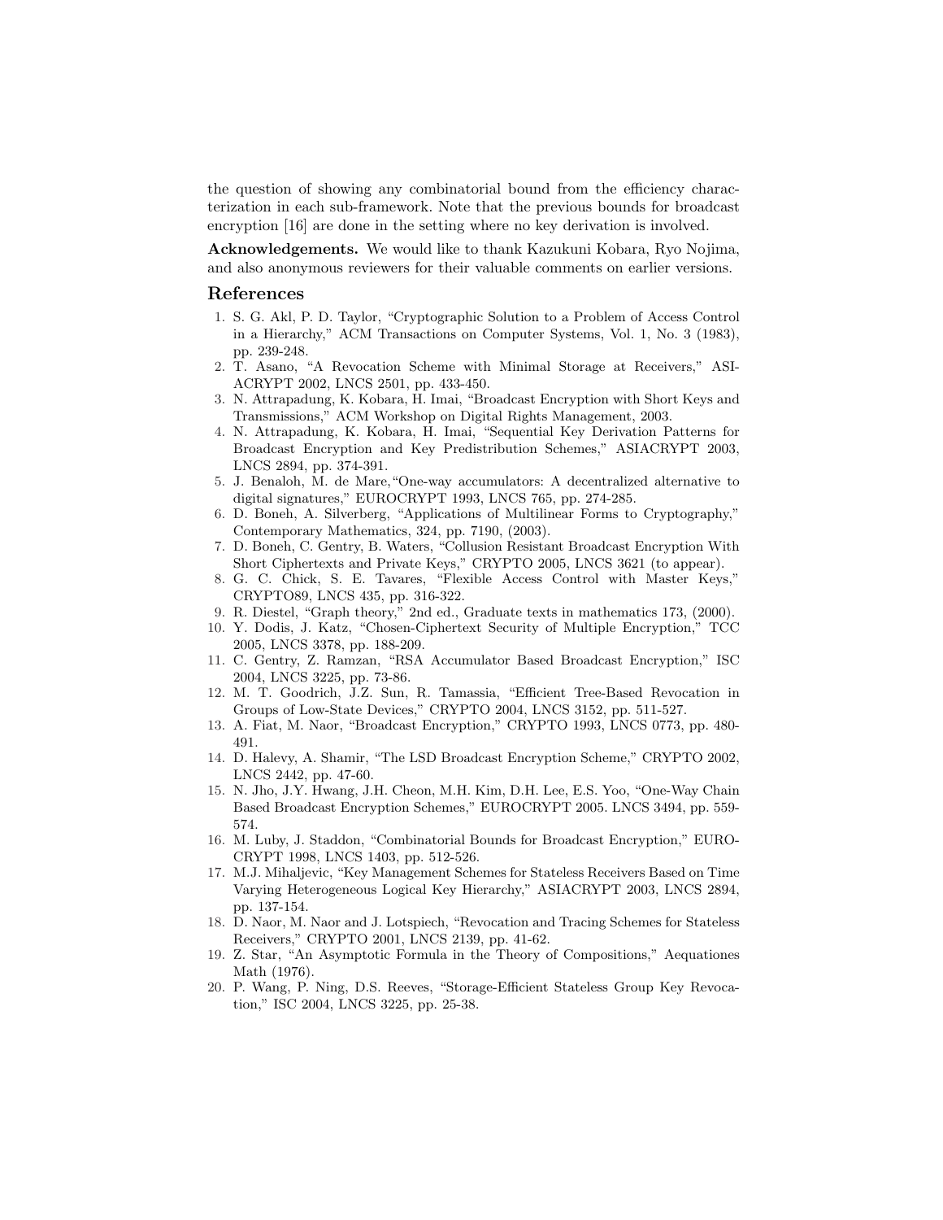the question of showing any combinatorial bound from the efficiency characterization in each sub-framework. Note that the previous bounds for broadcast encryption [16] are done in the setting where no key derivation is involved.

**Acknowledgements.** We would like to thank Kazukuni Kobara, Ryo Nojima, and also anonymous reviewers for their valuable comments on earlier versions.

## References

1. S. G. Akl, P. D. Taylor, "Cryptographic Solution to a Problem of Access Control in a Hierarchy," ACM Transactions on Computer Systems, Vol. 1, No. 3 (1983), pp. 239-248.
2. T. Asano, "A Revocation Scheme with Minimal Storage at Receivers," ASIACRYPT 2002, LNCS 2501, pp. 433-450.
3. N. Attrapadung, K. Kobara, H. Imai, "Broadcast Encryption with Short Keys and Transmissions," ACM Workshop on Digital Rights Management, 2003.
4. N. Attrapadung, K. Kobara, H. Imai, "Sequential Key Derivation Patterns for Broadcast Encryption and Key Predistribution Schemes," ASIACRYPT 2003, LNCS 2894, pp. 374-391.
5. J. Benaloh, M. de Mare,"One-way accumulators: A decentralized alternative to digital signatures," EUROCRYPT 1993, LNCS 765, pp. 274-285.
6. D. Boneh, A. Silverberg, "Applications of Multilinear Forms to Cryptography," Contemporary Mathematics, 324, pp. 7190, (2003).
7. D. Boneh, C. Gentry, B. Waters, "Collusion Resistant Broadcast Encryption With Short Ciphertexts and Private Keys," CRYPTO 2005, LNCS 3621 (to appear).
8. G. C. Chick, S. E. Tavares, "Flexible Access Control with Master Keys," CRYPTO89, LNCS 435, pp. 316-322.
9. R. Diestel, "Graph theory," 2nd ed., Graduate texts in mathematics 173, (2000).
10. Y. Dodis, J. Katz, "Chosen-Ciphertext Security of Multiple Encryption," TCC 2005, LNCS 3378, pp. 188-209.
11. C. Gentry, Z. Ramzan, "RSA Accumulator Based Broadcast Encryption," ISC 2004, LNCS 3225, pp. 73-86.
12. M. T. Goodrich, J.Z. Sun, R. Tamassia, "Efficient Tree-Based Revocation in Groups of Low-State Devices," CRYPTO 2004, LNCS 3152, pp. 511-527.
13. A. Fiat, M. Naor, "Broadcast Encryption," CRYPTO 1993, LNCS 0773, pp. 480-491.
14. D. Halevy, A. Shamir, "The LSD Broadcast Encryption Scheme," CRYPTO 2002, LNCS 2442, pp. 47-60.
15. N. Jho, J.Y. Hwang, J.H. Cheon, M.H. Kim, D.H. Lee, E.S. Yoo, "One-Way Chain Based Broadcast Encryption Schemes," EUROCRYPT 2005. LNCS 3494, pp. 559-574.
16. M. Luby, J. Staddon, "Combinatorial Bounds for Broadcast Encryption," EUROCRYPT 1998, LNCS 1403, pp. 512-526.
17. M.J. Mihaljevic, "Key Management Schemes for Stateless Receivers Based on Time Varying Heterogeneous Logical Key Hierarchy," ASIACRYPT 2003, LNCS 2894, pp. 137-154.
18. D. Naor, M. Naor and J. Lotspiech, "Revocation and Tracing Schemes for Stateless Receivers," CRYPTO 2001, LNCS 2139, pp. 41-62.
19. Z. Star, "An Asymptotic Formula in the Theory of Compositions," Aequationes Math (1976).
20. P. Wang, P. Ning, D.S. Reeves, "Storage-Efficient Stateless Group Key Revocation," ISC 2004, LNCS 3225, pp. 25-38.